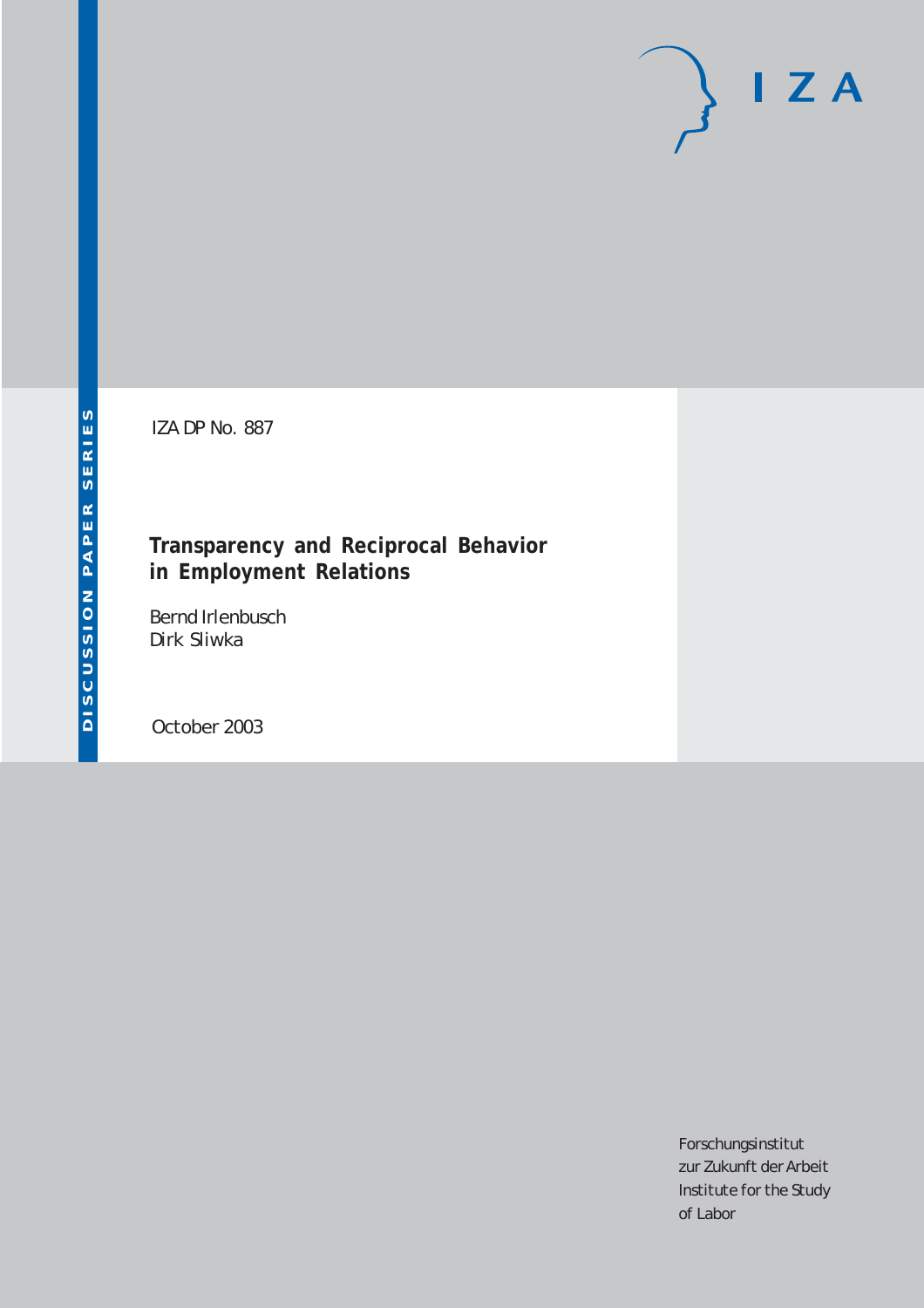IZA

DISCUSSION PAPER SERIES

IZA DP No. 887

# Transparency and Reciprocal Behavior in Employment Relations

Bernd Irlenbusch
Dirk Sliwka

October 2003

Forschungsinstitut
zur Zukunft der Arbeit
Institute for the Study
of Labor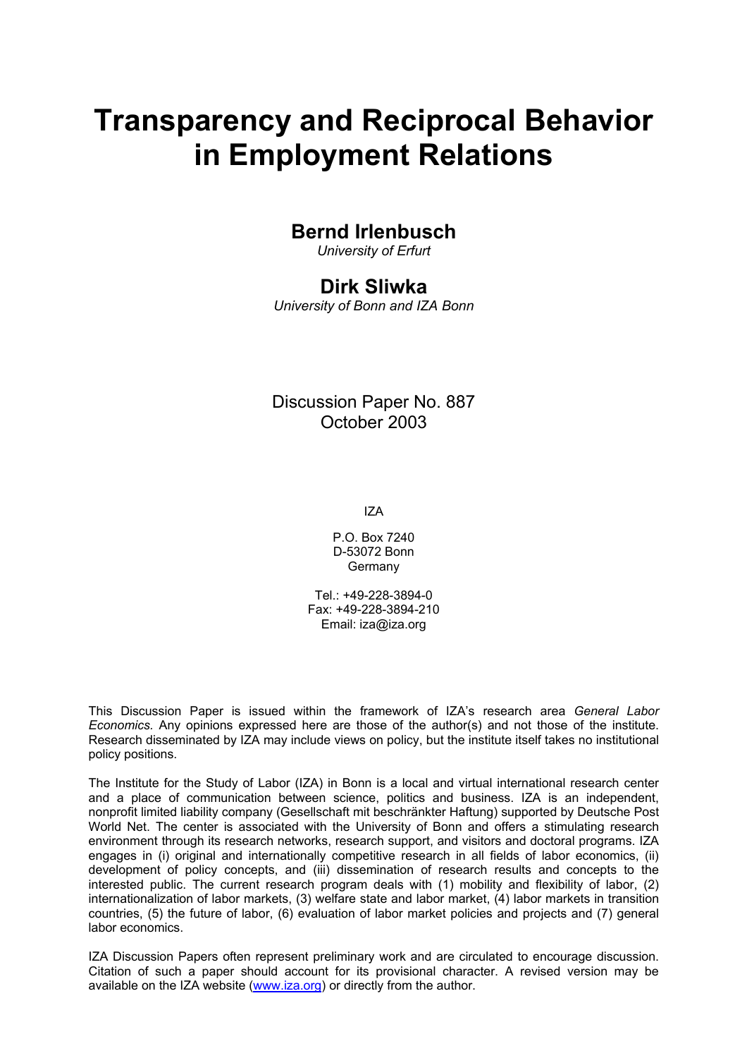# Transparency and Reciprocal Behavior in Employment Relations

## Bernd Irlenbusch

*University of Erfurt*

## Dirk Sliwka

*University of Bonn and IZA Bonn*

Discussion Paper No. 887
October 2003

IZA

P.O. Box 7240
D-53072 Bonn
Germany

Tel.: +49-228-3894-0
Fax: +49-228-3894-210
Email: iza@iza.org

This Discussion Paper is issued within the framework of IZA's research area *General Labor Economics.* Any opinions expressed here are those of the author(s) and not those of the institute. Research disseminated by IZA may include views on policy, but the institute itself takes no institutional policy positions.

The Institute for the Study of Labor (IZA) in Bonn is a local and virtual international research center and a place of communication between science, politics and business. IZA is an independent, nonprofit limited liability company (Gesellschaft mit beschränkter Haftung) supported by Deutsche Post World Net. The center is associated with the University of Bonn and offers a stimulating research environment through its research networks, research support, and visitors and doctoral programs. IZA engages in (i) original and internationally competitive research in all fields of labor economics, (ii) development of policy concepts, and (iii) dissemination of research results and concepts to the interested public. The current research program deals with (1) mobility and flexibility of labor, (2) internationalization of labor markets, (3) welfare state and labor market, (4) labor markets in transition countries, (5) the future of labor, (6) evaluation of labor market policies and projects and (7) general labor economics.

IZA Discussion Papers often represent preliminary work and are circulated to encourage discussion. Citation of such a paper should account for its provisional character. A revised version may be available on the IZA website (www.iza.org) or directly from the author.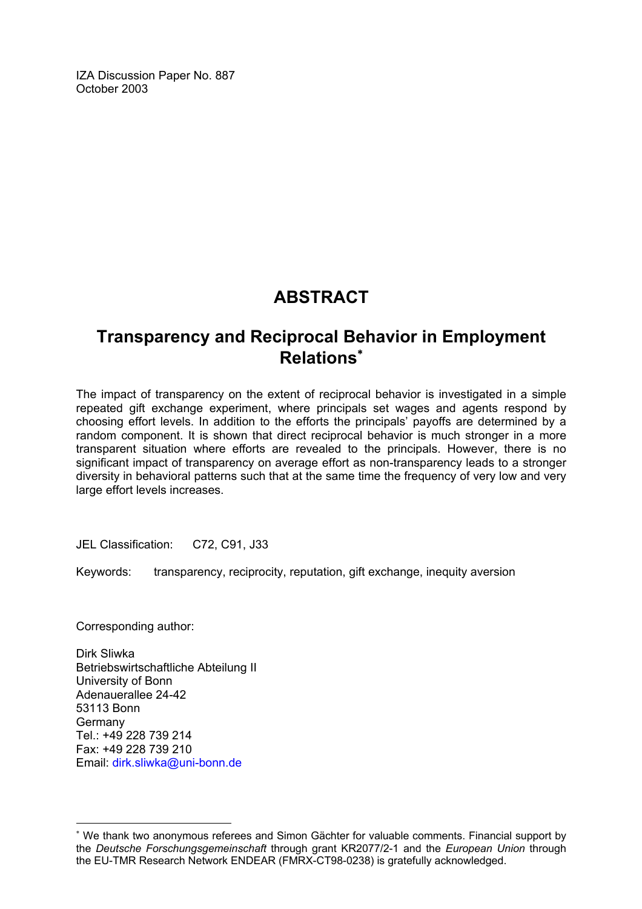IZA Discussion Paper No. 887
October 2003

# ABSTRACT

## Transparency and Reciprocal Behavior in Employment Relations[*]

The impact of transparency on the extent of reciprocal behavior is investigated in a simple repeated gift exchange experiment, where principals set wages and agents respond by choosing effort levels. In addition to the efforts the principals' payoffs are determined by a random component. It is shown that direct reciprocal behavior is much stronger in a more transparent situation where efforts are revealed to the principals. However, there is no significant impact of transparency on average effort as non-transparency leads to a stronger diversity in behavioral patterns such that at the same time the frequency of very low and very large effort levels increases.

JEL Classification: C72, C91, J33

Keywords: transparency, reciprocity, reputation, gift exchange, inequity aversion

Corresponding author:

Dirk Sliwka
Betriebswirtschaftliche Abteilung II
University of Bonn
Adenauerallee 24-42
53113 Bonn
Germany
Tel.: +49 228 739 214
Fax: +49 228 739 210
Email: dirk.sliwka@uni-bonn.de

---

[*] We thank two anonymous referees and Simon Gächter for valuable comments. Financial support by the *Deutsche Forschungsgemeinschaft* through grant KR2077/2-1 and the *European Union* through the EU-TMR Research Network ENDEAR (FMRX-CT98-0238) is gratefully acknowledged.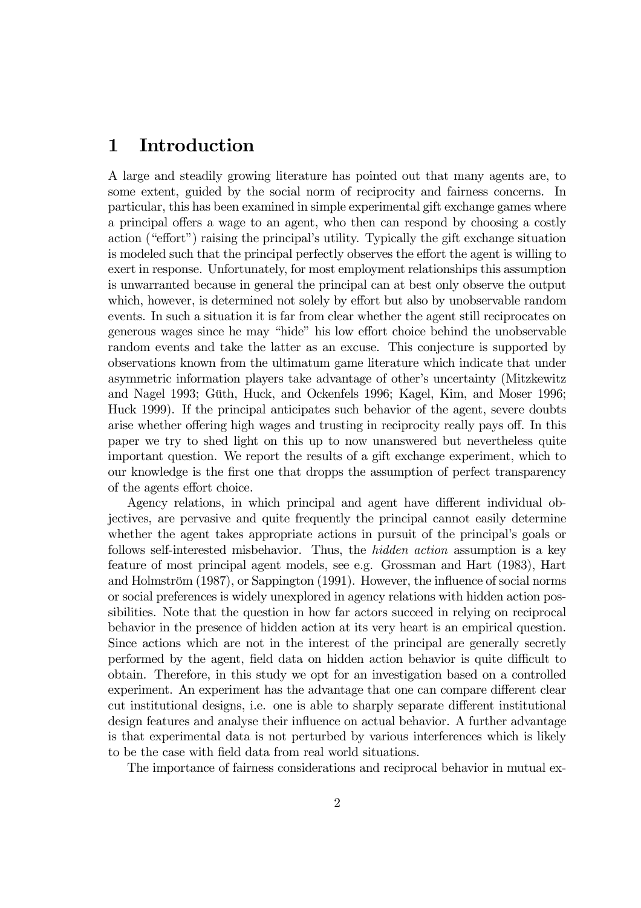# 1 Introduction

A large and steadily growing literature has pointed out that many agents are, to some extent, guided by the social norm of reciprocity and fairness concerns. In particular, this has been examined in simple experimental gift exchange games where a principal offers a wage to an agent, who then can respond by choosing a costly action ("effort") raising the principal's utility. Typically the gift exchange situation is modeled such that the principal perfectly observes the effort the agent is willing to exert in response. Unfortunately, for most employment relationships this assumption is unwarranted because in general the principal can at best only observe the output which, however, is determined not solely by effort but also by unobservable random events. In such a situation it is far from clear whether the agent still reciprocates on generous wages since he may "hide" his low effort choice behind the unobservable random events and take the latter as an excuse. This conjecture is supported by observations known from the ultimatum game literature which indicate that under asymmetric information players take advantage of other's uncertainty (Mitzkewitz and Nagel 1993; Güth, Huck, and Ockenfels 1996; Kagel, Kim, and Moser 1996; Huck 1999). If the principal anticipates such behavior of the agent, severe doubts arise whether offering high wages and trusting in reciprocity really pays off. In this paper we try to shed light on this up to now unanswered but nevertheless quite important question. We report the results of a gift exchange experiment, which to our knowledge is the first one that dropps the assumption of perfect transparency of the agents effort choice.

Agency relations, in which principal and agent have different individual objectives, are pervasive and quite frequently the principal cannot easily determine whether the agent takes appropriate actions in pursuit of the principal's goals or follows self-interested misbehavior. Thus, the *hidden action* assumption is a key feature of most principal agent models, see e.g. Grossman and Hart (1983), Hart and Holmström (1987), or Sappington (1991). However, the influence of social norms or social preferences is widely unexplored in agency relations with hidden action possibilities. Note that the question in how far actors succeed in relying on reciprocal behavior in the presence of hidden action at its very heart is an empirical question. Since actions which are not in the interest of the principal are generally secretly performed by the agent, field data on hidden action behavior is quite difficult to obtain. Therefore, in this study we opt for an investigation based on a controlled experiment. An experiment has the advantage that one can compare different clear cut institutional designs, i.e. one is able to sharply separate different institutional design features and analyse their influence on actual behavior. A further advantage is that experimental data is not perturbed by various interferences which is likely to be the case with field data from real world situations.

The importance of fairness considerations and reciprocal behavior in mutual ex-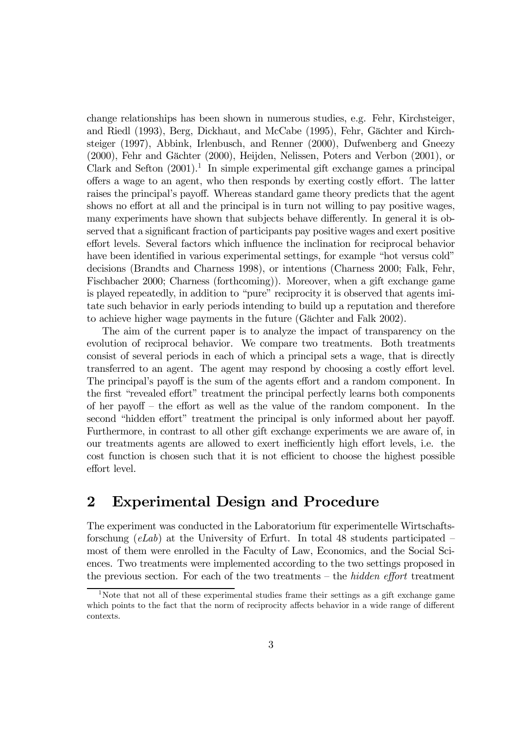change relationships has been shown in numerous studies, e.g. Fehr, Kirchsteiger, and Riedl (1993), Berg, Dickhaut, and McCabe (1995), Fehr, Gächter and Kirchsteiger (1997), Abbink, Irlenbusch, and Renner (2000), Dufwenberg and Gneezy (2000), Fehr and Gächter (2000), Heijden, Nelissen, Poters and Verbon (2001), or Clark and Sefton (2001).[1] In simple experimental gift exchange games a principal offers a wage to an agent, who then responds by exerting costly effort. The latter raises the principal's payoff. Whereas standard game theory predicts that the agent shows no effort at all and the principal is in turn not willing to pay positive wages, many experiments have shown that subjects behave differently. In general it is observed that a significant fraction of participants pay positive wages and exert positive effort levels. Several factors which influence the inclination for reciprocal behavior have been identified in various experimental settings, for example "hot versus cold" decisions (Brandts and Charness 1998), or intentions (Charness 2000; Falk, Fehr, Fischbacher 2000; Charness (forthcoming)). Moreover, when a gift exchange game is played repeatedly, in addition to "pure" reciprocity it is observed that agents imitate such behavior in early periods intending to build up a reputation and therefore to achieve higher wage payments in the future (Gächter and Falk 2002).

The aim of the current paper is to analyze the impact of transparency on the evolution of reciprocal behavior. We compare two treatments. Both treatments consist of several periods in each of which a principal sets a wage, that is directly transferred to an agent. The agent may respond by choosing a costly effort level. The principal's payoff is the sum of the agents effort and a random component. In the first "revealed effort" treatment the principal perfectly learns both components of her payoff – the effort as well as the value of the random component. In the second "hidden effort" treatment the principal is only informed about her payoff. Furthermore, in contrast to all other gift exchange experiments we are aware of, in our treatments agents are allowed to exert inefficiently high effort levels, i.e. the cost function is chosen such that it is not efficient to choose the highest possible effort level.

## 2 Experimental Design and Procedure

The experiment was conducted in the Laboratorium für experimentelle Wirtschaftsforschung (*eLab*) at the University of Erfurt. In total 48 students participated – most of them were enrolled in the Faculty of Law, Economics, and the Social Sciences. Two treatments were implemented according to the two settings proposed in the previous section. For each of the two treatments – the *hidden effort* treatment

[1] Note that not all of these experimental studies frame their settings as a gift exchange game which points to the fact that the norm of reciprocity affects behavior in a wide range of different contexts.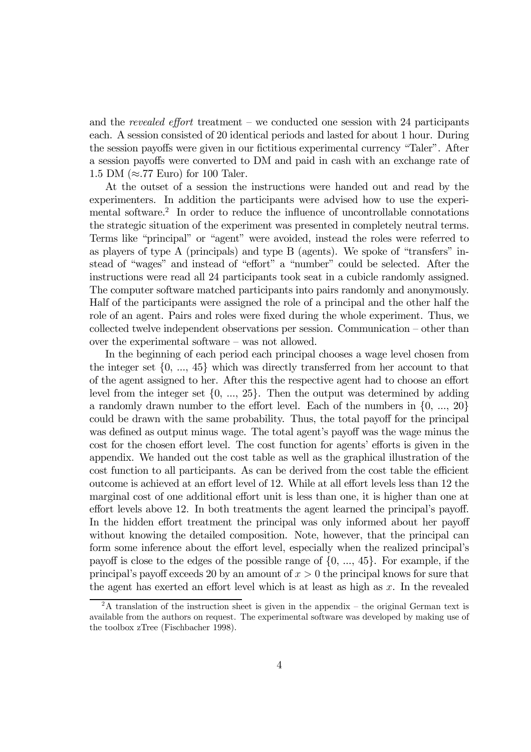and the *revealed effort* treatment – we conducted one session with 24 participants each. A session consisted of 20 identical periods and lasted for about 1 hour. During the session payoffs were given in our fictitious experimental currency "Taler". After a session payoffs were converted to DM and paid in cash with an exchange rate of 1.5 DM ($\approx$.77 Euro) for 100 Taler.

At the outset of a session the instructions were handed out and read by the experimenters. In addition the participants were advised how to use the experimental software.[2] In order to reduce the influence of uncontrollable connotations the strategic situation of the experiment was presented in completely neutral terms. Terms like "principal" or "agent" were avoided, instead the roles were referred to as players of type A (principals) and type B (agents). We spoke of "transfers" instead of "wages" and instead of "effort" a "number" could be selected. After the instructions were read all 24 participants took seat in a cubicle randomly assigned. The computer software matched participants into pairs randomly and anonymously. Half of the participants were assigned the role of a principal and the other half the role of an agent. Pairs and roles were fixed during the whole experiment. Thus, we collected twelve independent observations per session. Communication – other than over the experimental software – was not allowed.

In the beginning of each period each principal chooses a wage level chosen from the integer set $\{0, ..., 45\}$ which was directly transferred from her account to that of the agent assigned to her. After this the respective agent had to choose an effort level from the integer set $\{0, ..., 25\}$. Then the output was determined by adding a randomly drawn number to the effort level. Each of the numbers in $\{0, ..., 20\}$ could be drawn with the same probability. Thus, the total payoff for the principal was defined as output minus wage. The total agent's payoff was the wage minus the cost for the chosen effort level. The cost function for agents' efforts is given in the appendix. We handed out the cost table as well as the graphical illustration of the cost function to all participants. As can be derived from the cost table the efficient outcome is achieved at an effort level of 12. While at all effort levels less than 12 the marginal cost of one additional effort unit is less than one, it is higher than one at effort levels above 12. In both treatments the agent learned the principal's payoff. In the hidden effort treatment the principal was only informed about her payoff without knowing the detailed composition. Note, however, that the principal can form some inference about the effort level, especially when the realized principal's payoff is close to the edges of the possible range of $\{0, ..., 45\}$. For example, if the principal's payoff exceeds 20 by an amount of $x > 0$ the principal knows for sure that the agent has exerted an effort level which is at least as high as $x$. In the revealed

[2] A translation of the instruction sheet is given in the appendix – the original German text is available from the authors on request. The experimental software was developed by making use of the toolbox zTree (Fischbacher 1998).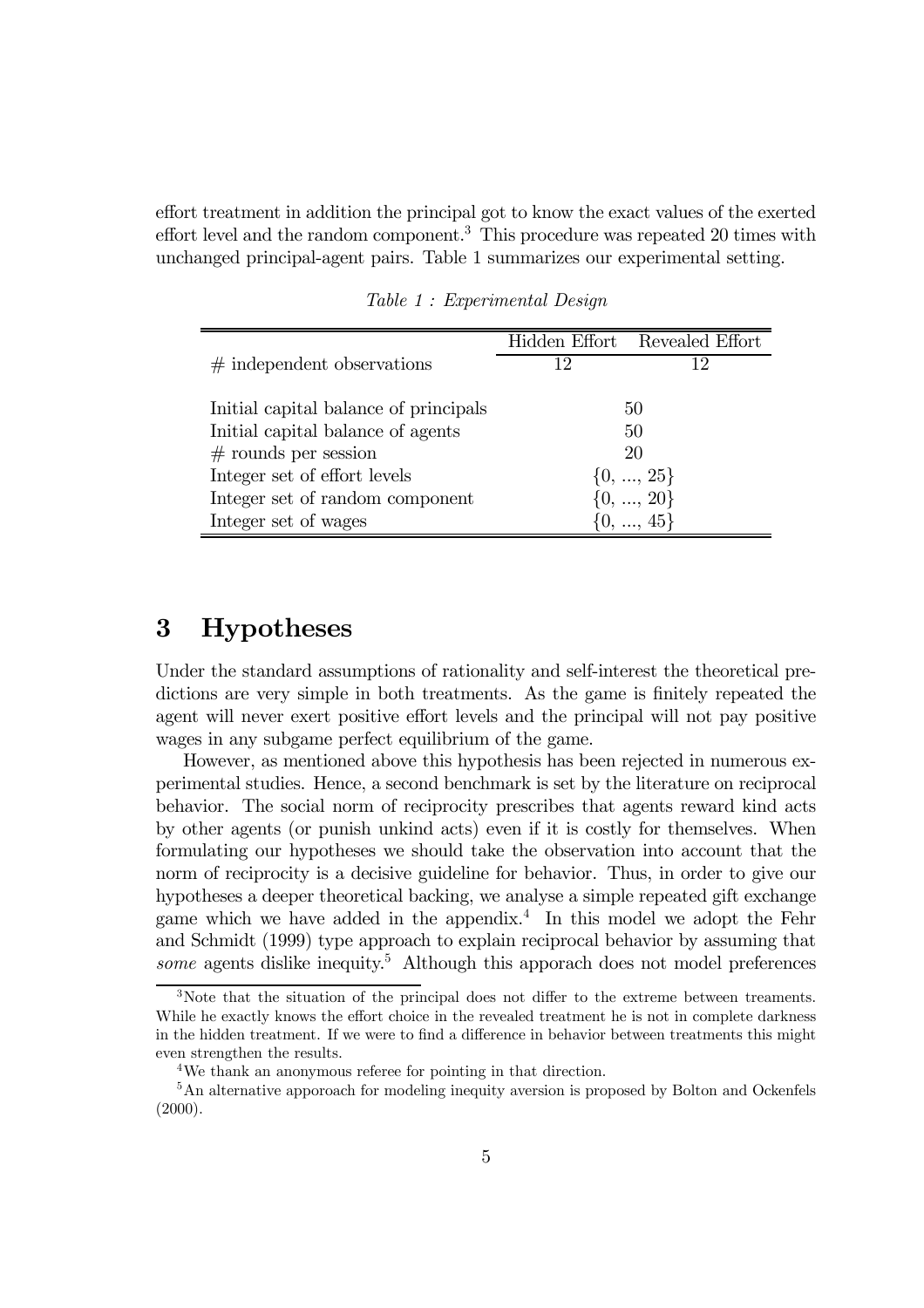effort treatment in addition the principal got to know the exact values of the exerted effort level and the random component.[3] This procedure was repeated 20 times with unchanged principal-agent pairs. Table 1 summarizes our experimental setting.

*Table 1 : Experimental Design*

| | Hidden Effort | Revealed Effort |
|---|---|---|
| # independent observations | 12 | 12 |
| Initial capital balance of principals | 50 | |
| Initial capital balance of agents | 50 | |
| # rounds per session | 20 | |
| Integer set of effort levels | $\{0, ..., 25\}$ | |
| Integer set of random component | $\{0, ..., 20\}$ | |
| Integer set of wages | $\{0, ..., 45\}$ | |

# 3 Hypotheses

Under the standard assumptions of rationality and self-interest the theoretical predictions are very simple in both treatments. As the game is finitely repeated the agent will never exert positive effort levels and the principal will not pay positive wages in any subgame perfect equilibrium of the game.

However, as mentioned above this hypothesis has been rejected in numerous experimental studies. Hence, a second benchmark is set by the literature on reciprocal behavior. The social norm of reciprocity prescribes that agents reward kind acts by other agents (or punish unkind acts) even if it is costly for themselves. When formulating our hypotheses we should take the observation into account that the norm of reciprocity is a decisive guideline for behavior. Thus, in order to give our hypotheses a deeper theoretical backing, we analyse a simple repeated gift exchange game which we have added in the appendix.[4] In this model we adopt the Fehr and Schmidt (1999) type approach to explain reciprocal behavior by assuming that *some* agents dislike inequity.[5] Although this apporach does not model preferences

[3] Note that the situation of the principal does not differ to the extreme between treaments. While he exactly knows the effort choice in the revealed treatment he is not in complete darkness in the hidden treatment. If we were to find a difference in behavior between treatments this might even strengthen the results.

[4] We thank an anonymous referee for pointing in that direction.

[5] An alternative apporoach for modeling inequity aversion is proposed by Bolton and Ockenfels (2000).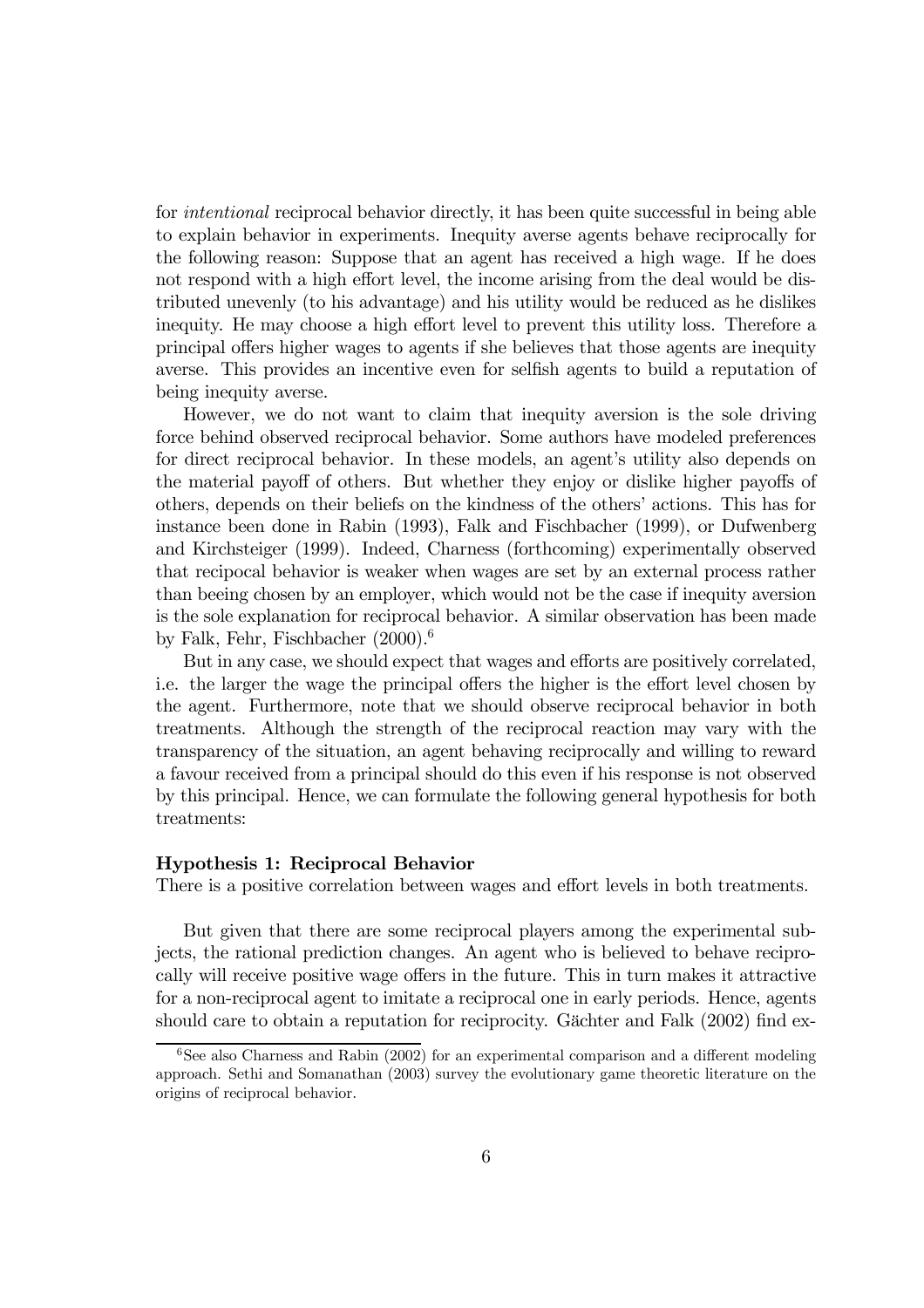for *intentional* reciprocal behavior directly, it has been quite successful in being able to explain behavior in experiments. Inequity averse agents behave reciprocally for the following reason: Suppose that an agent has received a high wage. If he does not respond with a high effort level, the income arising from the deal would be distributed unevenly (to his advantage) and his utility would be reduced as he dislikes inequity. He may choose a high effort level to prevent this utility loss. Therefore a principal offers higher wages to agents if she believes that those agents are inequity averse. This provides an incentive even for selfish agents to build a reputation of being inequity averse.

However, we do not want to claim that inequity aversion is the sole driving force behind observed reciprocal behavior. Some authors have modeled preferences for direct reciprocal behavior. In these models, an agent's utility also depends on the material payoff of others. But whether they enjoy or dislike higher payoffs of others, depends on their beliefs on the kindness of the others' actions. This has for instance been done in Rabin (1993), Falk and Fischbacher (1999), or Dufwenberg and Kirchsteiger (1999). Indeed, Charness (forthcoming) experimentally observed that recipocal behavior is weaker when wages are set by an external process rather than beeing chosen by an employer, which would not be the case if inequity aversion is the sole explanation for reciprocal behavior. A similar observation has been made by Falk, Fehr, Fischbacher (2000).[6]

But in any case, we should expect that wages and efforts are positively correlated, i.e. the larger the wage the principal offers the higher is the effort level chosen by the agent. Furthermore, note that we should observe reciprocal behavior in both treatments. Although the strength of the reciprocal reaction may vary with the transparency of the situation, an agent behaving reciprocally and willing to reward a favour received from a principal should do this even if his response is not observed by this principal. Hence, we can formulate the following general hypothesis for both treatments:

**Hypothesis 1: Reciprocal Behavior**
There is a positive correlation between wages and effort levels in both treatments.

But given that there are some reciprocal players among the experimental subjects, the rational prediction changes. An agent who is believed to behave reciprocally will receive positive wage offers in the future. This in turn makes it attractive for a non-reciprocal agent to imitate a reciprocal one in early periods. Hence, agents should care to obtain a reputation for reciprocity. Gächter and Falk (2002) find ex-

[6] See also Charness and Rabin (2002) for an experimental comparison and a different modeling approach. Sethi and Somanathan (2003) survey the evolutionary game theoretic literature on the origins of reciprocal behavior.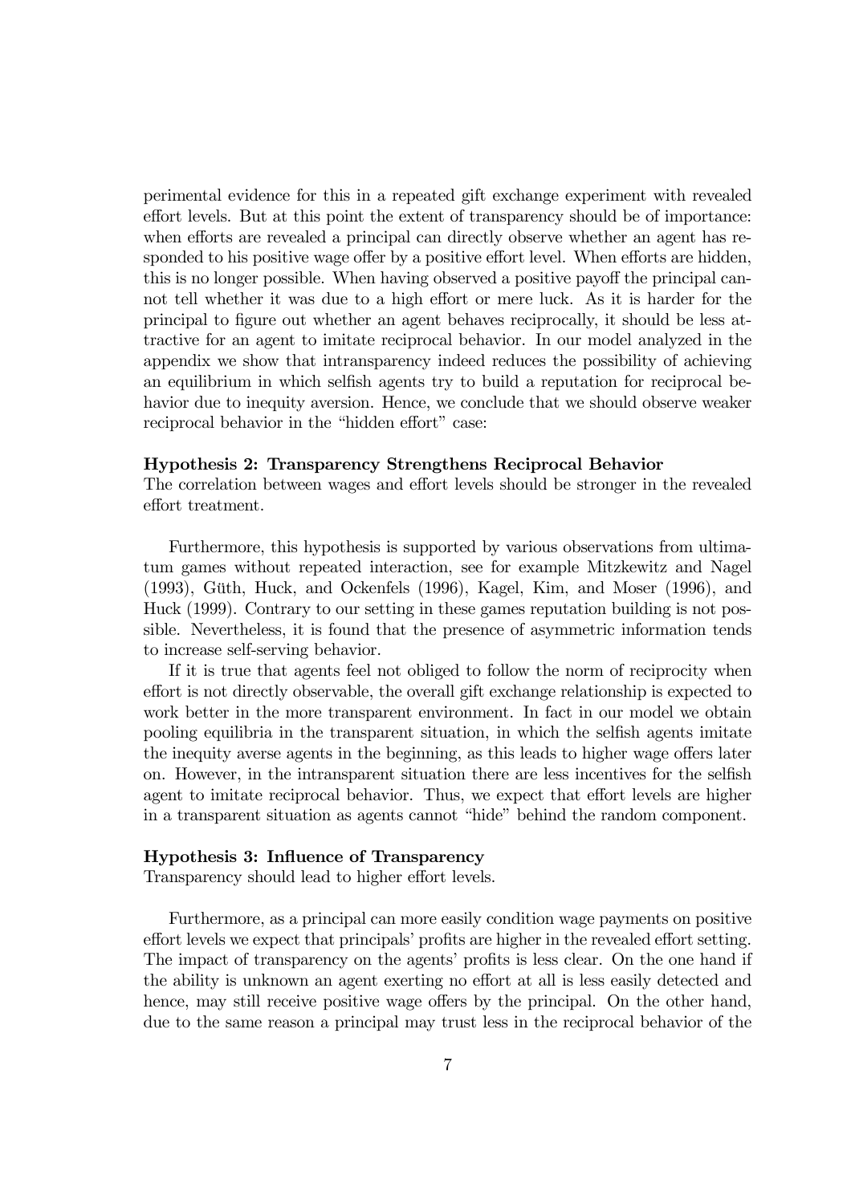perimental evidence for this in a repeated gift exchange experiment with revealed effort levels. But at this point the extent of transparency should be of importance: when efforts are revealed a principal can directly observe whether an agent has responded to his positive wage offer by a positive effort level. When efforts are hidden, this is no longer possible. When having observed a positive payoff the principal cannot tell whether it was due to a high effort or mere luck. As it is harder for the principal to figure out whether an agent behaves reciprocally, it should be less attractive for an agent to imitate reciprocal behavior. In our model analyzed in the appendix we show that intransparency indeed reduces the possibility of achieving an equilibrium in which selfish agents try to build a reputation for reciprocal behavior due to inequity aversion. Hence, we conclude that we should observe weaker reciprocal behavior in the "hidden effort" case:

**Hypothesis 2: Transparency Strengthens Reciprocal Behavior**
The correlation between wages and effort levels should be stronger in the revealed effort treatment.

Furthermore, this hypothesis is supported by various observations from ultimatum games without repeated interaction, see for example Mitzkewitz and Nagel (1993), Güth, Huck, and Ockenfels (1996), Kagel, Kim, and Moser (1996), and Huck (1999). Contrary to our setting in these games reputation building is not possible. Nevertheless, it is found that the presence of asymmetric information tends to increase self-serving behavior.

If it is true that agents feel not obliged to follow the norm of reciprocity when effort is not directly observable, the overall gift exchange relationship is expected to work better in the more transparent environment. In fact in our model we obtain pooling equilibria in the transparent situation, in which the selfish agents imitate the inequity averse agents in the beginning, as this leads to higher wage offers later on. However, in the intransparent situation there are less incentives for the selfish agent to imitate reciprocal behavior. Thus, we expect that effort levels are higher in a transparent situation as agents cannot "hide" behind the random component.

**Hypothesis 3: Influence of Transparency**
Transparency should lead to higher effort levels.

Furthermore, as a principal can more easily condition wage payments on positive effort levels we expect that principals' profits are higher in the revealed effort setting. The impact of transparency on the agents' profits is less clear. On the one hand if the ability is unknown an agent exerting no effort at all is less easily detected and hence, may still receive positive wage offers by the principal. On the other hand, due to the same reason a principal may trust less in the reciprocal behavior of the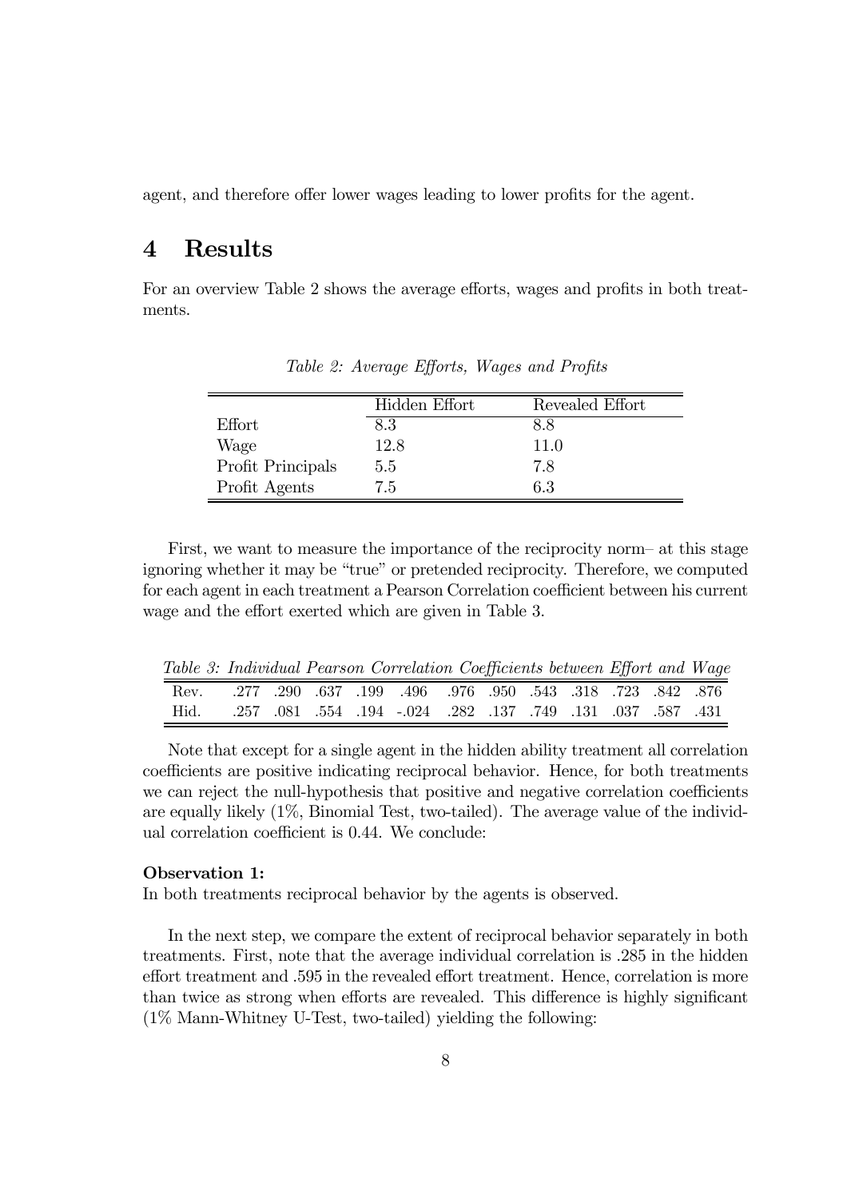agent, and therefore offer lower wages leading to lower profits for the agent.

# 4 Results

For an overview Table 2 shows the average efforts, wages and profits in both treatments.

*Table 2: Average Efforts, Wages and Profits*

| | Hidden Effort | Revealed Effort |
|---|---|---|
| Effort | 8.3 | 8.8 |
| Wage | 12.8 | 11.0 |
| Profit Principals | 5.5 | 7.8 |
| Profit Agents | 7.5 | 6.3 |

First, we want to measure the importance of the reciprocity norm– at this stage ignoring whether it may be "true" or pretended reciprocity. Therefore, we computed for each agent in each treatment a Pearson Correlation coefficient between his current wage and the effort exerted which are given in Table 3.

*Table 3: Individual Pearson Correlation Coefficients between Effort and Wage*

| | | | | | | | | | | | | |
|---|---|---|---|---|---|---|---|---|---|---|---|---|
| Rev. | .277 | .290 | .637 | .199 | .496 | .976 | .950 | .543 | .318 | .723 | .842 | .876 |
| Hid. | .257 | .081 | .554 | .194 | -.024 | .282 | .137 | .749 | .131 | .037 | .587 | .431 |

Note that except for a single agent in the hidden ability treatment all correlation coefficients are positive indicating reciprocal behavior. Hence, for both treatments we can reject the null-hypothesis that positive and negative correlation coefficients are equally likely (1%, Binomial Test, two-tailed). The average value of the individual correlation coefficient is 0.44. We conclude:

**Observation 1:**
In both treatments reciprocal behavior by the agents is observed.

In the next step, we compare the extent of reciprocal behavior separately in both treatments. First, note that the average individual correlation is .285 in the hidden effort treatment and .595 in the revealed effort treatment. Hence, correlation is more than twice as strong when efforts are revealed. This difference is highly significant (1% Mann-Whitney U-Test, two-tailed) yielding the following: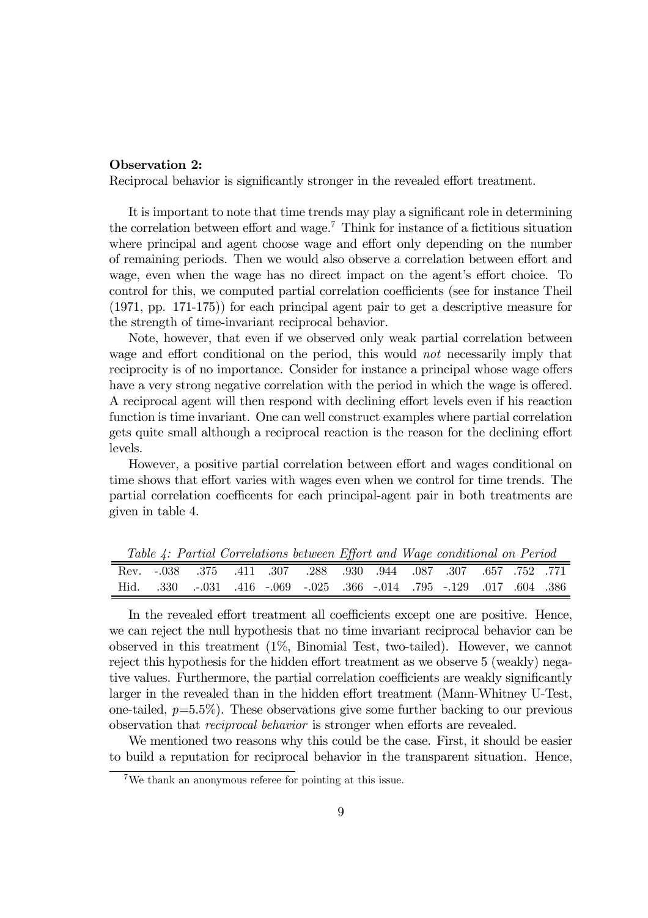**Observation 2:**
Reciprocal behavior is significantly stronger in the revealed effort treatment.

It is important to note that time trends may play a significant role in determining the correlation between effort and wage.[7] Think for instance of a fictitious situation where principal and agent choose wage and effort only depending on the number of remaining periods. Then we would also observe a correlation between effort and wage, even when the wage has no direct impact on the agent's effort choice. To control for this, we computed partial correlation coefficients (see for instance Theil (1971, pp. 171-175)) for each principal agent pair to get a descriptive measure for the strength of time-invariant reciprocal behavior.

Note, however, that even if we observed only weak partial correlation between wage and effort conditional on the period, this would *not* necessarily imply that reciprocity is of no importance. Consider for instance a principal whose wage offers have a very strong negative correlation with the period in which the wage is offered. A reciprocal agent will then respond with declining effort levels even if his reaction function is time invariant. One can well construct examples where partial correlation gets quite small although a reciprocal reaction is the reason for the declining effort levels.

However, a positive partial correlation between effort and wages conditional on time shows that effort varies with wages even when we control for time trends. The partial correlation coefficents for each principal-agent pair in both treatments are given in table 4.

*Table 4: Partial Correlations between Effort and Wage conditional on Period*

| | | | | | | | | | | | | |
|---|---|---|---|---|---|---|---|---|---|---|---|---|
| Rev. | -.038 | .375 | .411 | .307 | .288 | .930 | .944 | .087 | .307 | .657 | .752 | .771 |
| Hid. | .330 | .-.031 | .416 | -.069 | -.025 | .366 | -.014 | .795 | -.129 | .017 | .604 | .386 |

In the revealed effort treatment all coefficients except one are positive. Hence, we can reject the null hypothesis that no time invariant reciprocal behavior can be observed in this treatment (1%, Binomial Test, two-tailed). However, we cannot reject this hypothesis for the hidden effort treatment as we observe 5 (weakly) negative values. Furthermore, the partial correlation coefficients are weakly significantly larger in the revealed than in the hidden effort treatment (Mann-Whitney U-Test, one-tailed, $p$=5.5%). These observations give some further backing to our previous observation that *reciprocal behavior* is stronger when efforts are revealed.

We mentioned two reasons why this could be the case. First, it should be easier to build a reputation for reciprocal behavior in the transparent situation. Hence,

[7] We thank an anonymous referee for pointing at this issue.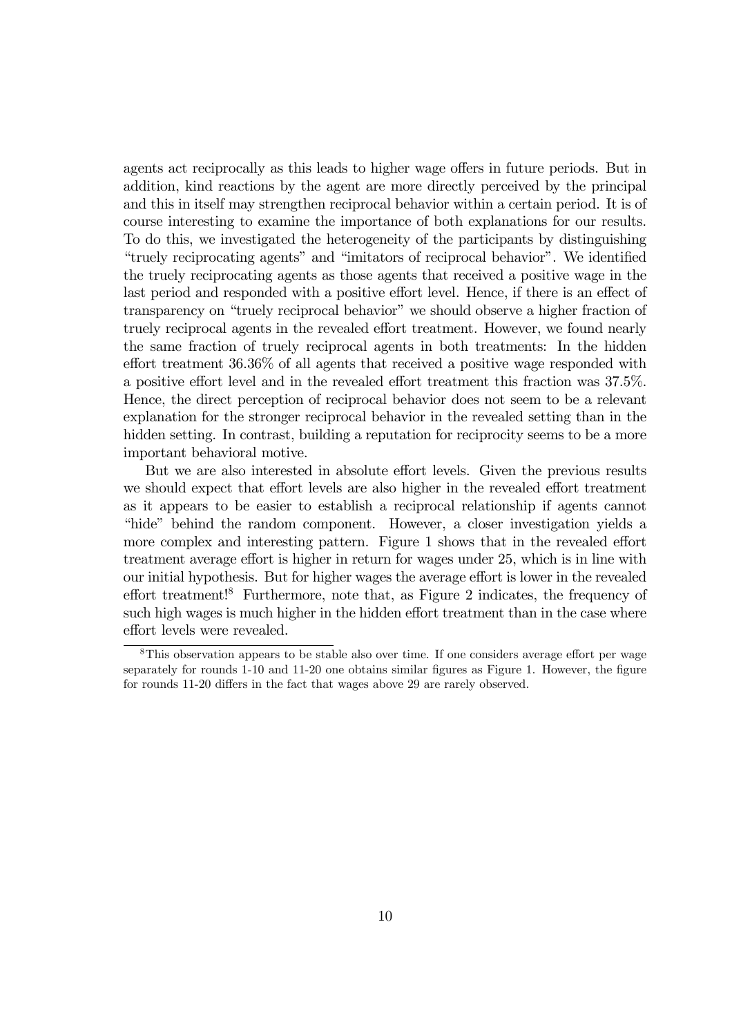agents act reciprocally as this leads to higher wage offers in future periods. But in addition, kind reactions by the agent are more directly perceived by the principal and this in itself may strengthen reciprocal behavior within a certain period. It is of course interesting to examine the importance of both explanations for our results. To do this, we investigated the heterogeneity of the participants by distinguishing "truely reciprocating agents" and "imitators of reciprocal behavior". We identified the truely reciprocating agents as those agents that received a positive wage in the last period and responded with a positive effort level. Hence, if there is an effect of transparency on "truely reciprocal behavior" we should observe a higher fraction of truely reciprocal agents in the revealed effort treatment. However, we found nearly the same fraction of truely reciprocal agents in both treatments: In the hidden effort treatment 36.36% of all agents that received a positive wage responded with a positive effort level and in the revealed effort treatment this fraction was 37.5%. Hence, the direct perception of reciprocal behavior does not seem to be a relevant explanation for the stronger reciprocal behavior in the revealed setting than in the hidden setting. In contrast, building a reputation for reciprocity seems to be a more important behavioral motive.

But we are also interested in absolute effort levels. Given the previous results we should expect that effort levels are also higher in the revealed effort treatment as it appears to be easier to establish a reciprocal relationship if agents cannot "hide" behind the random component. However, a closer investigation yields a more complex and interesting pattern. Figure 1 shows that in the revealed effort treatment average effort is higher in return for wages under 25, which is in line with our initial hypothesis. But for higher wages the average effort is lower in the revealed effort treatment![8] Furthermore, note that, as Figure 2 indicates, the frequency of such high wages is much higher in the hidden effort treatment than in the case where effort levels were revealed.

[8] This observation appears to be stable also over time. If one considers average effort per wage separately for rounds 1-10 and 11-20 one obtains similar figures as Figure 1. However, the figure for rounds 11-20 differs in the fact that wages above 29 are rarely observed.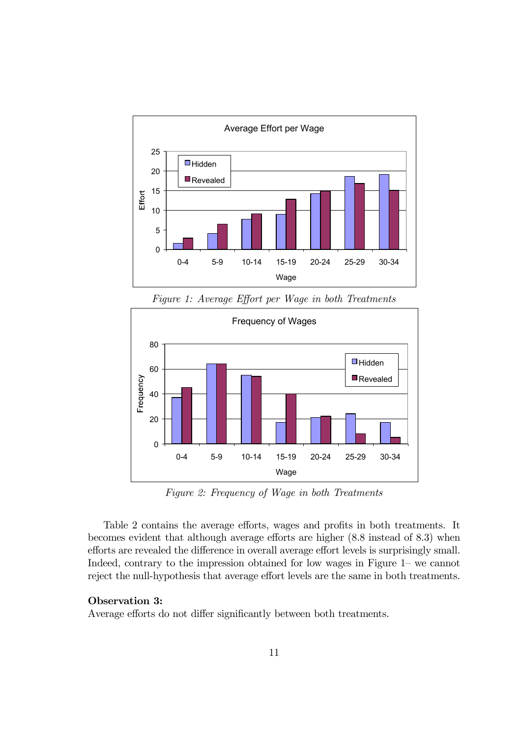*Figure 1: Average Effort per Wage in both Treatments*

*Figure 2: Frequency of Wage in both Treatments*

Table 2 contains the average efforts, wages and profits in both treatments. It becomes evident that although average efforts are higher (8.8 instead of 8.3) when efforts are revealed the difference in overall average effort levels is surprisingly small. Indeed, contrary to the impression obtained for low wages in Figure 1– we cannot reject the null-hypothesis that average effort levels are the same in both treatments.

**Observation 3:**
Average efforts do not differ significantly between both treatments.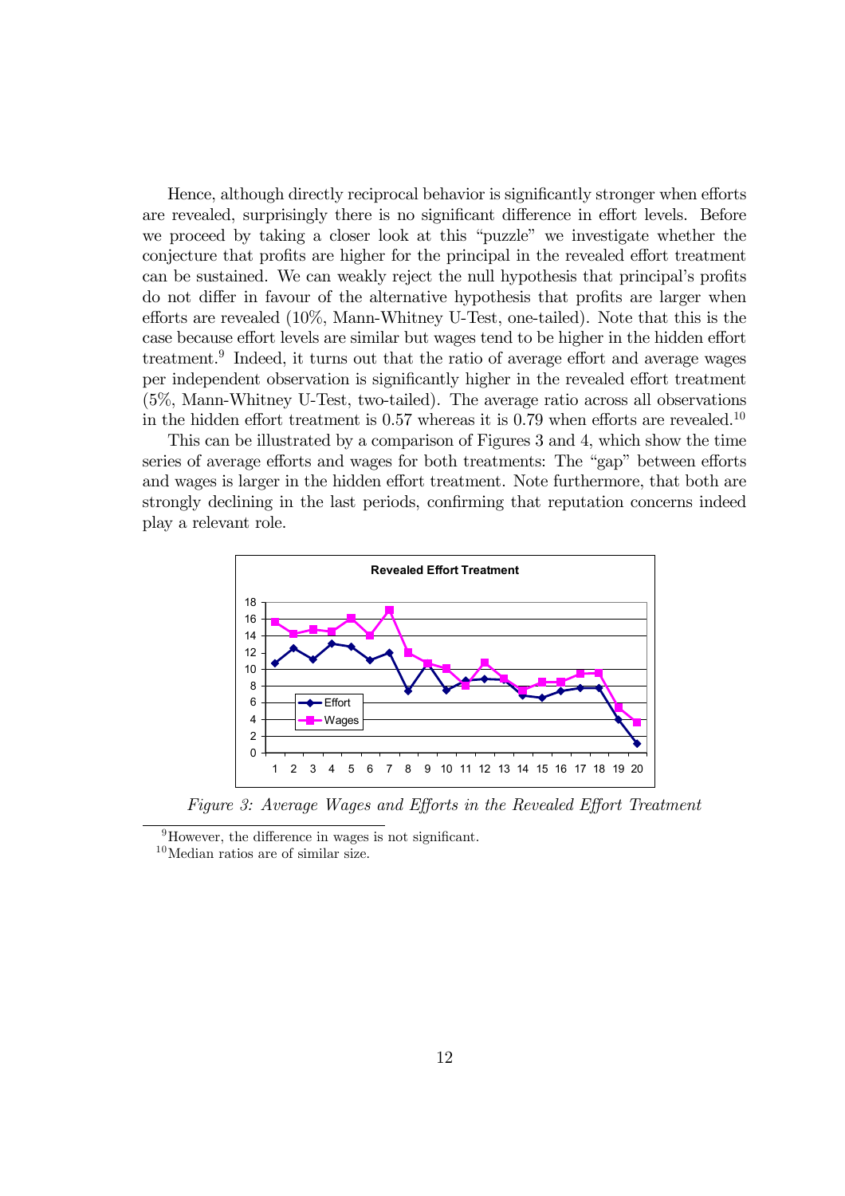Hence, although directly reciprocal behavior is significantly stronger when efforts are revealed, surprisingly there is no significant difference in effort levels. Before we proceed by taking a closer look at this "puzzle" we investigate whether the conjecture that profits are higher for the principal in the revealed effort treatment can be sustained. We can weakly reject the null hypothesis that principal's profits do not differ in favour of the alternative hypothesis that profits are larger when efforts are revealed (10%, Mann-Whitney U-Test, one-tailed). Note that this is the case because effort levels are similar but wages tend to be higher in the hidden effort treatment.[9] Indeed, it turns out that the ratio of average effort and average wages per independent observation is significantly higher in the revealed effort treatment (5%, Mann-Whitney U-Test, two-tailed). The average ratio across all observations in the hidden effort treatment is 0.57 whereas it is 0.79 when efforts are revealed.[10]

This can be illustrated by a comparison of Figures 3 and 4, which show the time series of average efforts and wages for both treatments: The "gap" between efforts and wages is larger in the hidden effort treatment. Note furthermore, that both are strongly declining in the last periods, confirming that reputation concerns indeed play a relevant role.

*Figure 3: Average Wages and Efforts in the Revealed Effort Treatment*

[9] However, the difference in wages is not significant.

[10] Median ratios are of similar size.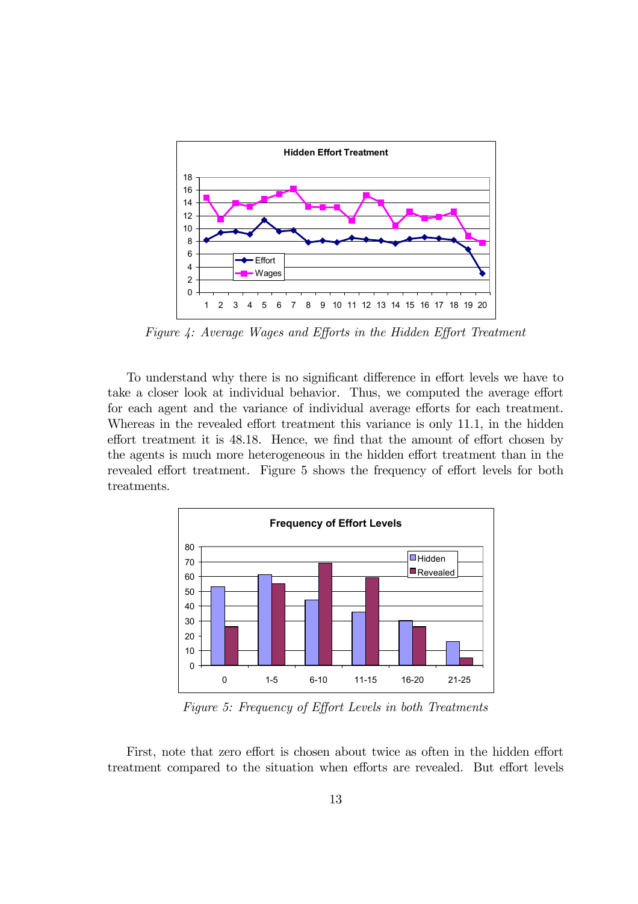*Figure 4: Average Wages and Efforts in the Hidden Effort Treatment*

To understand why there is no significant difference in effort levels we have to take a closer look at individual behavior. Thus, we computed the average effort for each agent and the variance of individual average efforts for each treatment. Whereas in the revealed effort treatment this variance is only 11.1, in the hidden effort treatment it is 48.18. Hence, we find that the amount of effort chosen by the agents is much more heterogeneous in the hidden effort treatment than in the revealed effort treatment. Figure 5 shows the frequency of effort levels for both treatments.

*Figure 5: Frequency of Effort Levels in both Treatments*

First, note that zero effort is chosen about twice as often in the hidden effort treatment compared to the situation when efforts are revealed. But effort levels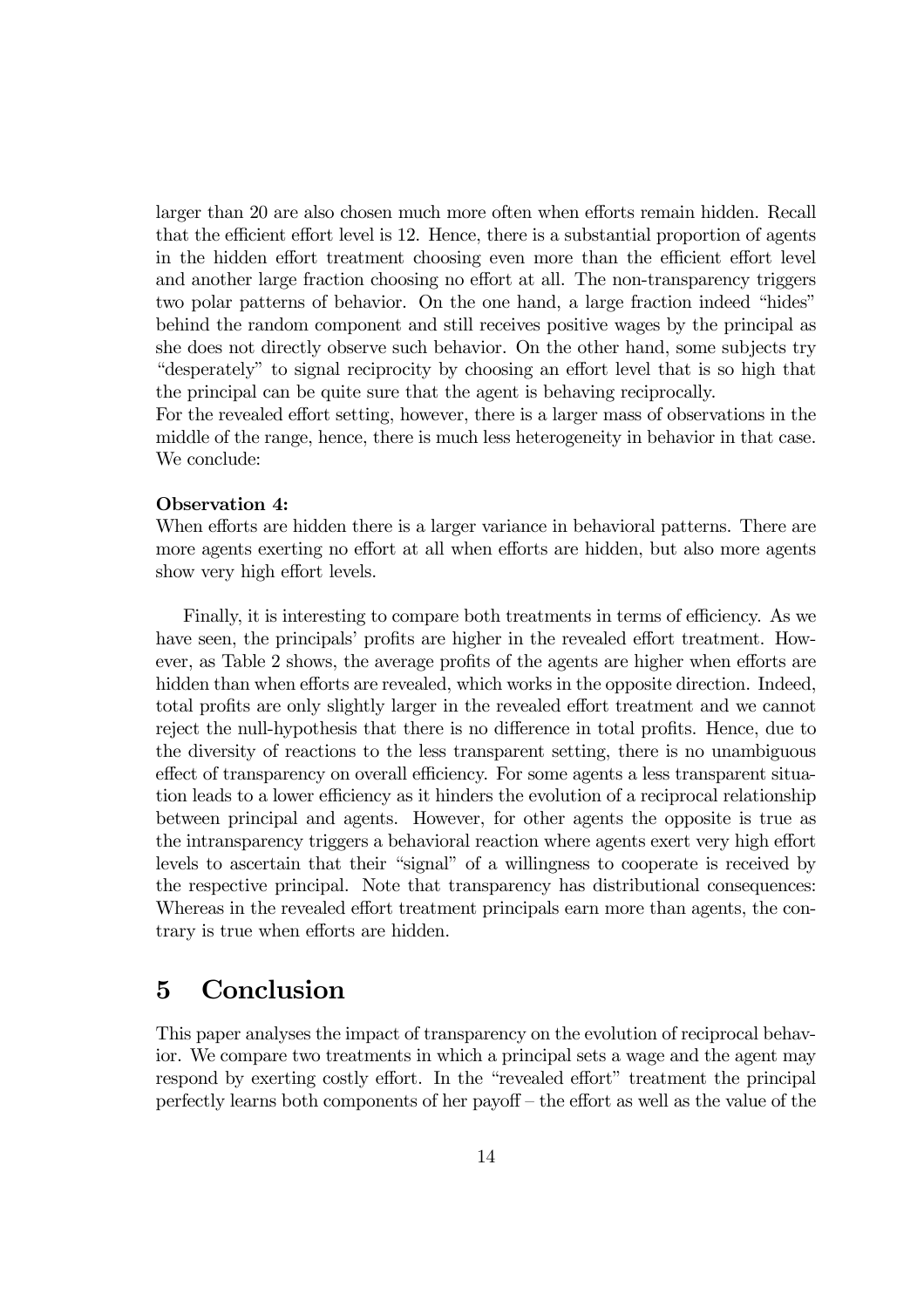larger than 20 are also chosen much more often when efforts remain hidden. Recall that the efficient effort level is 12. Hence, there is a substantial proportion of agents in the hidden effort treatment choosing even more than the efficient effort level and another large fraction choosing no effort at all. The non-transparency triggers two polar patterns of behavior. On the one hand, a large fraction indeed "hides" behind the random component and still receives positive wages by the principal as she does not directly observe such behavior. On the other hand, some subjects try "desperately" to signal reciprocity by choosing an effort level that is so high that the principal can be quite sure that the agent is behaving reciprocally.
For the revealed effort setting, however, there is a larger mass of observations in the middle of the range, hence, there is much less heterogeneity in behavior in that case. We conclude:

**Observation 4:**
When efforts are hidden there is a larger variance in behavioral patterns. There are more agents exerting no effort at all when efforts are hidden, but also more agents show very high effort levels.

Finally, it is interesting to compare both treatments in terms of efficiency. As we have seen, the principals' profits are higher in the revealed effort treatment. However, as Table 2 shows, the average profits of the agents are higher when efforts are hidden than when efforts are revealed, which works in the opposite direction. Indeed, total profits are only slightly larger in the revealed effort treatment and we cannot reject the null-hypothesis that there is no difference in total profits. Hence, due to the diversity of reactions to the less transparent setting, there is no unambiguous effect of transparency on overall efficiency. For some agents a less transparent situation leads to a lower efficiency as it hinders the evolution of a reciprocal relationship between principal and agents. However, for other agents the opposite is true as the intransparency triggers a behavioral reaction where agents exert very high effort levels to ascertain that their "signal" of a willingness to cooperate is received by the respective principal. Note that transparency has distributional consequences: Whereas in the revealed effort treatment principals earn more than agents, the contrary is true when efforts are hidden.

# 5 Conclusion

This paper analyses the impact of transparency on the evolution of reciprocal behavior. We compare two treatments in which a principal sets a wage and the agent may respond by exerting costly effort. In the "revealed effort" treatment the principal perfectly learns both components of her payoff – the effort as well as the value of the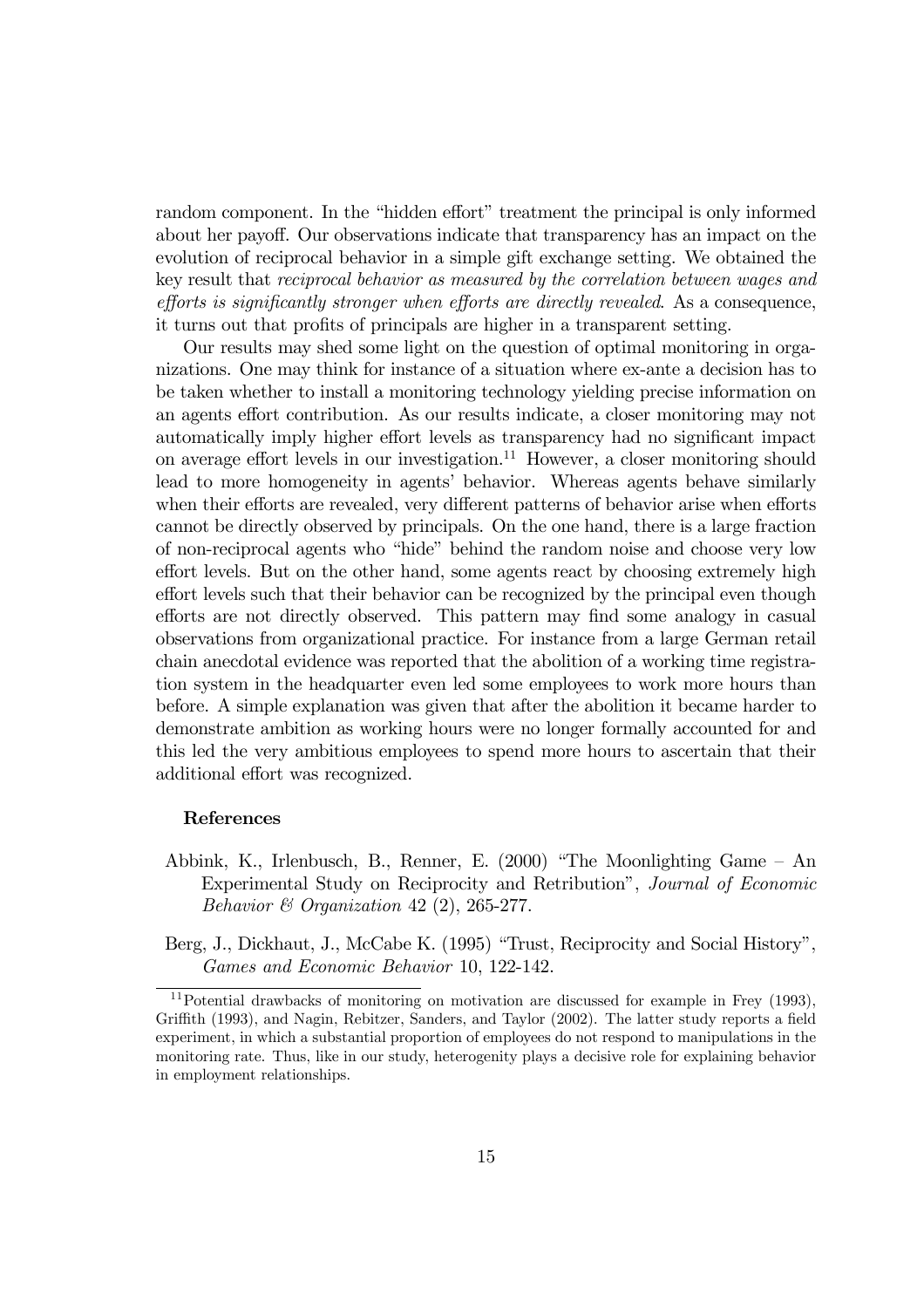random component. In the "hidden effort" treatment the principal is only informed about her payoff. Our observations indicate that transparency has an impact on the evolution of reciprocal behavior in a simple gift exchange setting. We obtained the key result that *reciprocal behavior as measured by the correlation between wages and efforts is significantly stronger when efforts are directly revealed*. As a consequence, it turns out that profits of principals are higher in a transparent setting.

Our results may shed some light on the question of optimal monitoring in organizations. One may think for instance of a situation where ex-ante a decision has to be taken whether to install a monitoring technology yielding precise information on an agents effort contribution. As our results indicate, a closer monitoring may not automatically imply higher effort levels as transparency had no significant impact on average effort levels in our investigation.[11] However, a closer monitoring should lead to more homogeneity in agents' behavior. Whereas agents behave similarly when their efforts are revealed, very different patterns of behavior arise when efforts cannot be directly observed by principals. On the one hand, there is a large fraction of non-reciprocal agents who "hide" behind the random noise and choose very low effort levels. But on the other hand, some agents react by choosing extremely high effort levels such that their behavior can be recognized by the principal even though efforts are not directly observed. This pattern may find some analogy in casual observations from organizational practice. For instance from a large German retail chain anecdotal evidence was reported that the abolition of a working time registration system in the headquarter even led some employees to work more hours than before. A simple explanation was given that after the abolition it became harder to demonstrate ambition as working hours were no longer formally accounted for and this led the very ambitious employees to spend more hours to ascertain that their additional effort was recognized.

## References

Abbink, K., Irlenbusch, B., Renner, E. (2000) "The Moonlighting Game – An Experimental Study on Reciprocity and Retribution", *Journal of Economic Behavior & Organization* 42 (2), 265-277.

Berg, J., Dickhaut, J., McCabe K. (1995) "Trust, Reciprocity and Social History", *Games and Economic Behavior* 10, 122-142.

[11] Potential drawbacks of monitoring on motivation are discussed for example in Frey (1993), Griffith (1993), and Nagin, Rebitzer, Sanders, and Taylor (2002). The latter study reports a field experiment, in which a substantial proportion of employees do not respond to manipulations in the monitoring rate. Thus, like in our study, heterogenity plays a decisive role for explaining behavior in employment relationships.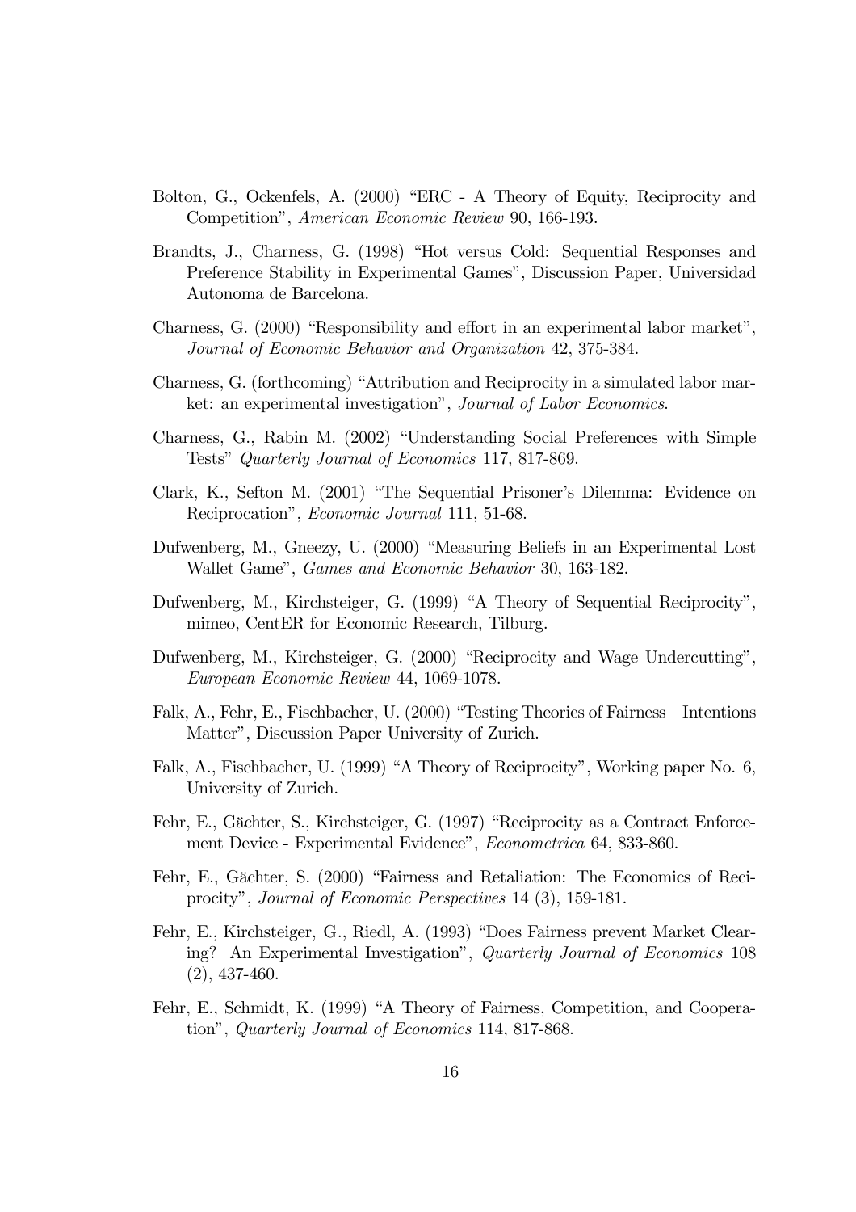Bolton, G., Ockenfels, A. (2000) "ERC - A Theory of Equity, Reciprocity and Competition", *American Economic Review* 90, 166-193.

Brandts, J., Charness, G. (1998) "Hot versus Cold: Sequential Responses and Preference Stability in Experimental Games", Discussion Paper, Universidad Autonoma de Barcelona.

Charness, G. (2000) "Responsibility and effort in an experimental labor market", *Journal of Economic Behavior and Organization* 42, 375-384.

Charness, G. (forthcoming) "Attribution and Reciprocity in a simulated labor market: an experimental investigation", *Journal of Labor Economics*.

Charness, G., Rabin M. (2002) "Understanding Social Preferences with Simple Tests" *Quarterly Journal of Economics* 117, 817-869.

Clark, K., Sefton M. (2001) "The Sequential Prisoner's Dilemma: Evidence on Reciprocation", *Economic Journal* 111, 51-68.

Dufwenberg, M., Gneezy, U. (2000) "Measuring Beliefs in an Experimental Lost Wallet Game", *Games and Economic Behavior* 30, 163-182.

Dufwenberg, M., Kirchsteiger, G. (1999) "A Theory of Sequential Reciprocity", mimeo, CentER for Economic Research, Tilburg.

Dufwenberg, M., Kirchsteiger, G. (2000) "Reciprocity and Wage Undercutting", *European Economic Review* 44, 1069-1078.

Falk, A., Fehr, E., Fischbacher, U. (2000) "Testing Theories of Fairness – Intentions Matter", Discussion Paper University of Zurich.

Falk, A., Fischbacher, U. (1999) "A Theory of Reciprocity", Working paper No. 6, University of Zurich.

Fehr, E., Gächter, S., Kirchsteiger, G. (1997) "Reciprocity as a Contract Enforcement Device - Experimental Evidence", *Econometrica* 64, 833-860.

Fehr, E., Gächter, S. (2000) "Fairness and Retaliation: The Economics of Reciprocity", *Journal of Economic Perspectives* 14 (3), 159-181.

Fehr, E., Kirchsteiger, G., Riedl, A. (1993) "Does Fairness prevent Market Clearing? An Experimental Investigation", *Quarterly Journal of Economics* 108 (2), 437-460.

Fehr, E., Schmidt, K. (1999) "A Theory of Fairness, Competition, and Cooperation", *Quarterly Journal of Economics* 114, 817-868.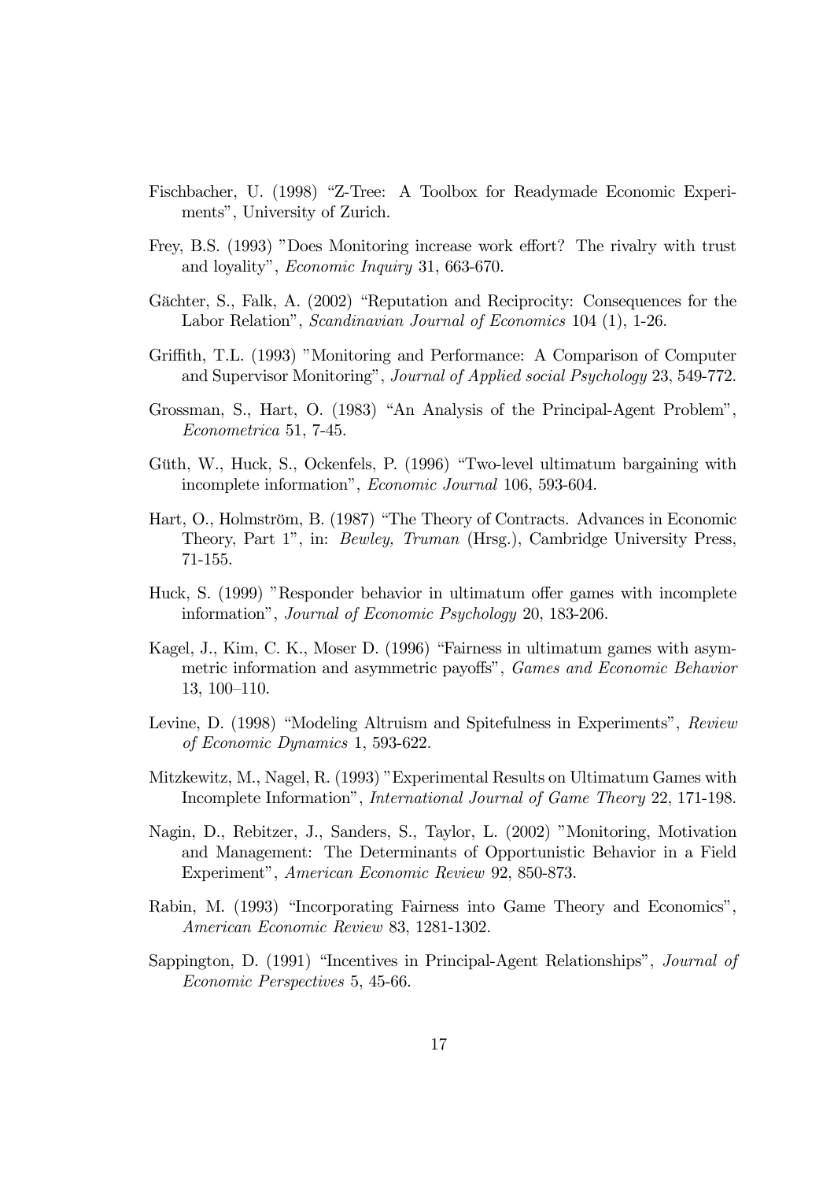Fischbacher, U. (1998) "Z-Tree: A Toolbox for Readymade Economic Experiments", University of Zurich.

Frey, B.S. (1993) "Does Monitoring increase work effort? The rivalry with trust and loyality", *Economic Inquiry* 31, 663-670.

Gächter, S., Falk, A. (2002) "Reputation and Reciprocity: Consequences for the Labor Relation", *Scandinavian Journal of Economics* 104 (1), 1-26.

Griffith, T.L. (1993) "Monitoring and Performance: A Comparison of Computer and Supervisor Monitoring", *Journal of Applied social Psychology* 23, 549-772.

Grossman, S., Hart, O. (1983) "An Analysis of the Principal-Agent Problem", *Econometrica* 51, 7-45.

Güth, W., Huck, S., Ockenfels, P. (1996) "Two-level ultimatum bargaining with incomplete information", *Economic Journal* 106, 593-604.

Hart, O., Holmström, B. (1987) "The Theory of Contracts. Advances in Economic Theory, Part 1", in: *Bewley, Truman* (Hrsg.), Cambridge University Press, 71-155.

Huck, S. (1999) "Responder behavior in ultimatum offer games with incomplete information", *Journal of Economic Psychology* 20, 183-206.

Kagel, J., Kim, C. K., Moser D. (1996) "Fairness in ultimatum games with asymmetric information and asymmetric payoffs", *Games and Economic Behavior* 13, 100–110.

Levine, D. (1998) "Modeling Altruism and Spitefulness in Experiments", *Review of Economic Dynamics* 1, 593-622.

Mitzkewitz, M., Nagel, R. (1993) "Experimental Results on Ultimatum Games with Incomplete Information", *International Journal of Game Theory* 22, 171-198.

Nagin, D., Rebitzer, J., Sanders, S., Taylor, L. (2002) "Monitoring, Motivation and Management: The Determinants of Opportunistic Behavior in a Field Experiment", *American Economic Review* 92, 850-873.

Rabin, M. (1993) "Incorporating Fairness into Game Theory and Economics", *American Economic Review* 83, 1281-1302.

Sappington, D. (1991) "Incentives in Principal-Agent Relationships", *Journal of Economic Perspectives* 5, 45-66.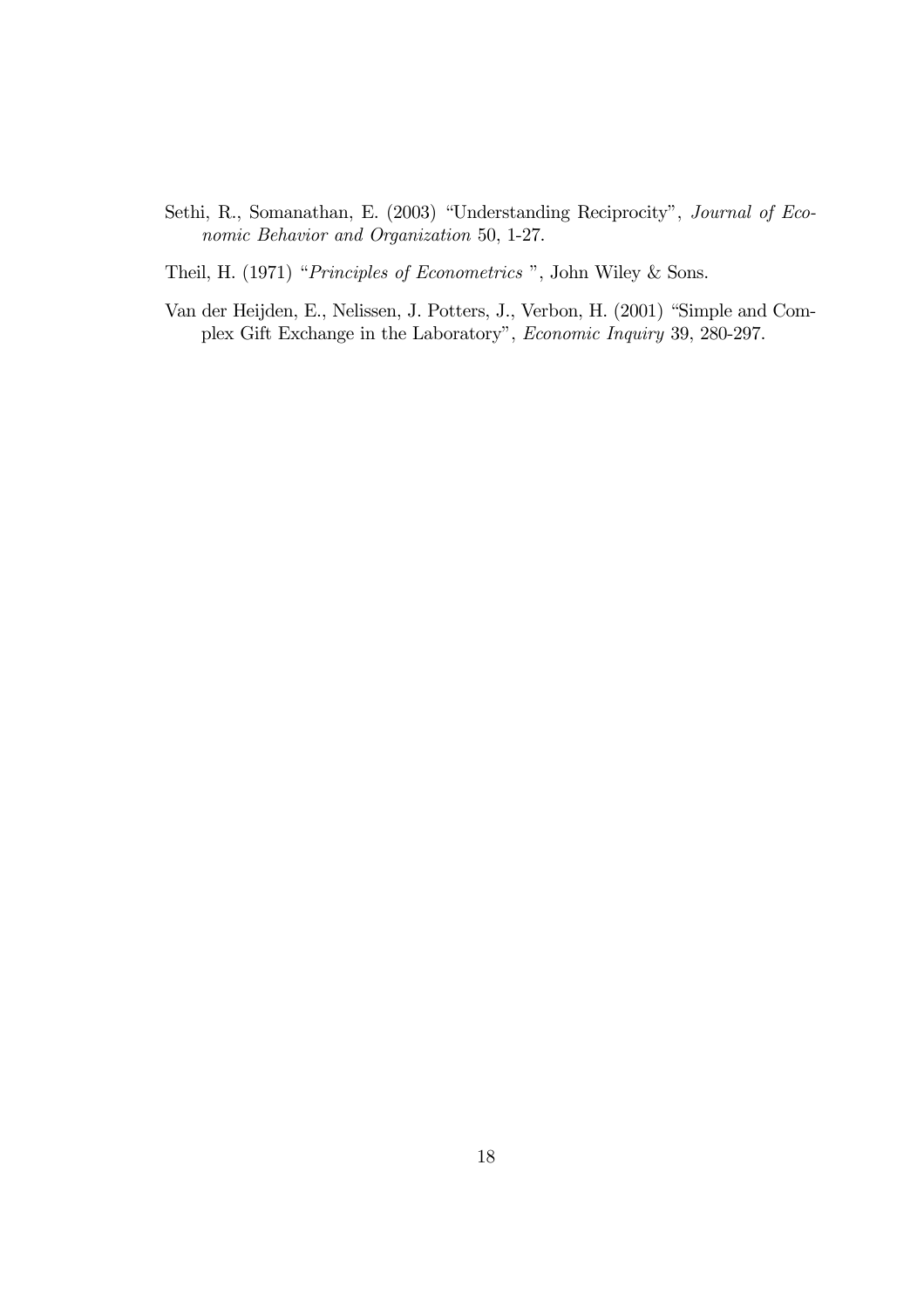Sethi, R., Somanathan, E. (2003) "Understanding Reciprocity", *Journal of Economic Behavior and Organization* 50, 1-27.

Theil, H. (1971) "*Principles of Econometrics* ", John Wiley & Sons.

Van der Heijden, E., Nelissen, J. Potters, J., Verbon, H. (2001) "Simple and Complex Gift Exchange in the Laboratory", *Economic Inquiry* 39, 280-297.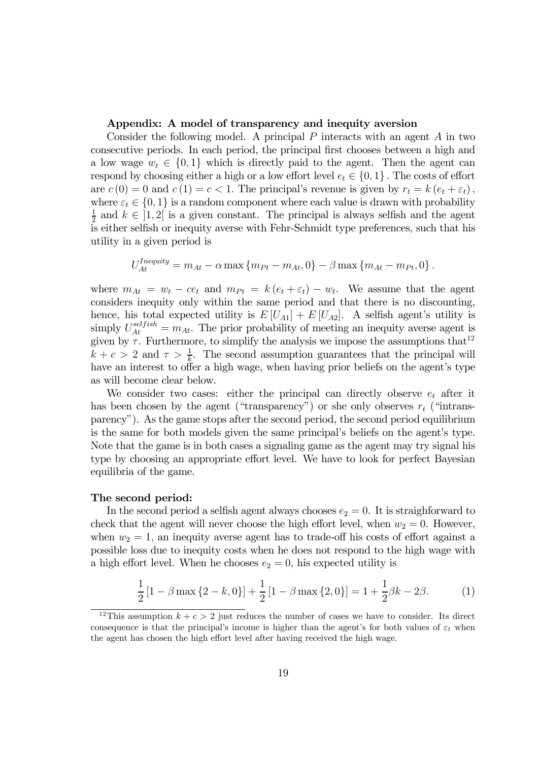**Appendix: A model of transparency and inequity aversion**

Consider the following model. A principal $P$ interacts with an agent $A$ in two consecutive periods. In each period, the principal first chooses between a high and a low wage $w_t \in \{0, 1\}$ which is directly paid to the agent. Then the agent can respond by choosing either a high or a low effort level $e_t \in \{0, 1\}$. The costs of effort are $c(0) = 0$ and $c(1) = c < 1$. The principal's revenue is given by $r_t = k(e_t + \varepsilon_t)$, where $\varepsilon_t \in \{0, 1\}$ is a random component where each value is drawn with probability $\frac{1}{2}$ and $k \in ]1, 2[$ is a given constant. The principal is always selfish and the agent is either selfish or inequity averse with Fehr-Schmidt type preferences, such that his utility in a given period is

$$U_{At}^{Inequity} = m_{At} - \alpha \max\{m_{Pt} - m_{At}, 0\} - \beta \max\{m_{At} - m_{Pt}, 0\}.$$

where $m_{At} = w_t - ce_t$ and $m_{Pt} = k(e_t + \varepsilon_t) - w_t$. We assume that the agent considers inequity only within the same period and that there is no discounting, hence, his total expected utility is $E[U_{A1}] + E[U_{A2}]$. A selfish agent's utility is simply $U_{At}^{selfish} = m_{At}$. The prior probability of meeting an inequity averse agent is given by $\tau$. Furthermore, to simplify the analysis we impose the assumptions that[12] $k + c > 2$ and $\tau > \frac{1}{k}$. The second assumption guarantees that the principal will have an interest to offer a high wage, when having prior beliefs on the agent's type as will become clear below.

We consider two cases: either the principal can directly observe $e_t$ after it has been chosen by the agent ("transparency") or she only observes $r_t$ ("intransparency"). As the game stops after the second period, the second period equilibrium is the same for both models given the same principal's beliefs on the agent's type. Note that the game is in both cases a signaling game as the agent may try signal his type by choosing an appropriate effort level. We have to look for perfect Bayesian equilibria of the game.

**The second period:**

In the second period a selfish agent always chooses $e_2 = 0$. It is straighforward to check that the agent will never choose the high effort level, when $w_2 = 0$. However, when $w_2 = 1$, an inequity averse agent has to trade-off his costs of effort against a possible loss due to inequity costs when he does not respond to the high wage with a high effort level. When he chooses $e_2 = 0$, his expected utility is

$$\frac{1}{2}[1 - \beta \max\{2 - k, 0\}] + \frac{1}{2}[1 - \beta \max\{2, 0\}] = 1 + \frac{1}{2}\beta k - 2\beta. \tag{1}$$

[12] This assumption $k + c > 2$ just reduces the number of cases we have to consider. Its direct consequence is that the principal's income is higher than the agent's for both values of $\varepsilon_t$ when the agent has chosen the high effort level after having received the high wage.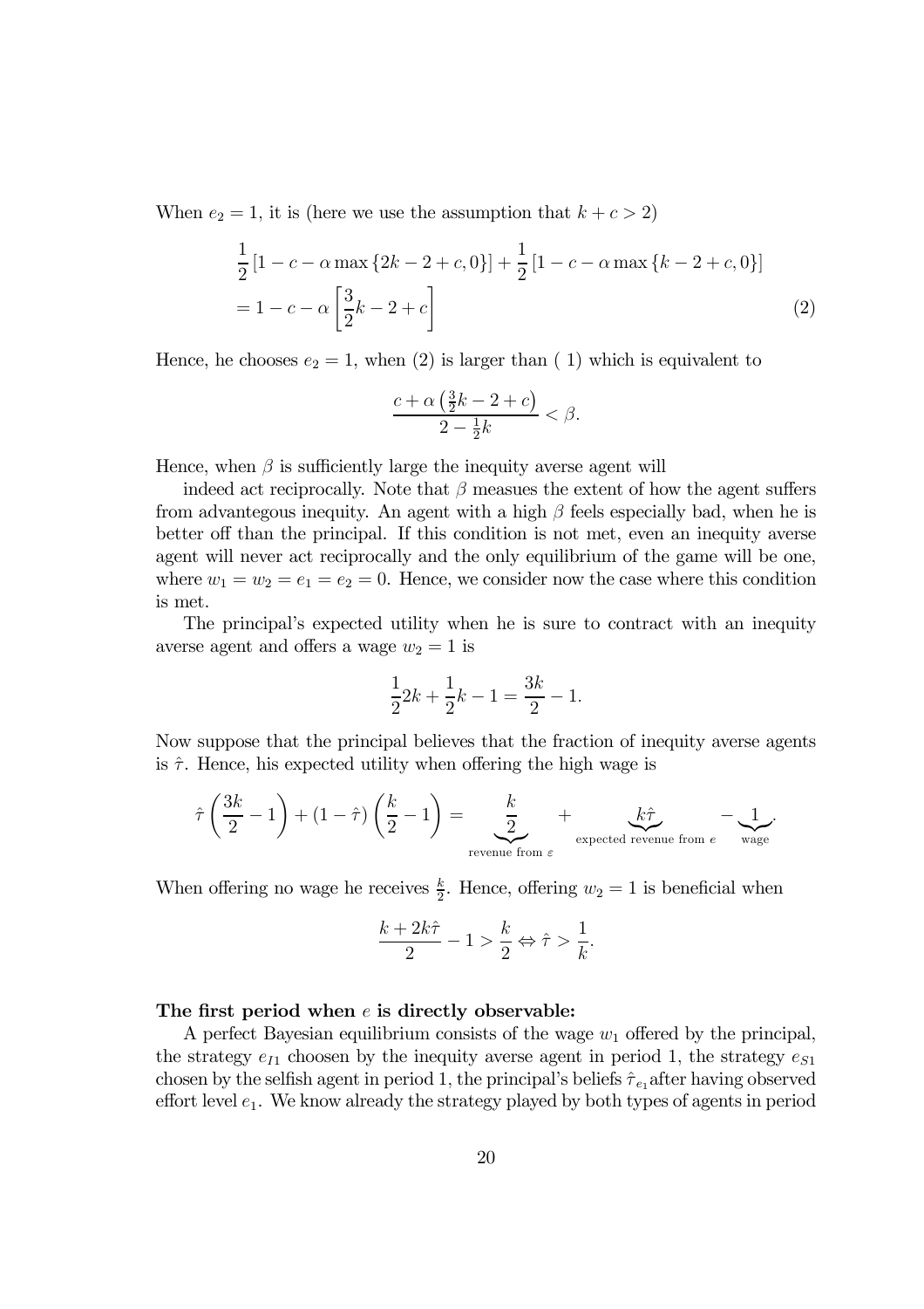When $e_2 = 1$, it is (here we use the assumption that $k + c > 2$)

$$\frac{1}{2}\left[1 - c - \alpha \max\{2k - 2 + c, 0\}\right] + \frac{1}{2}\left[1 - c - \alpha \max\{k - 2 + c, 0\}\right]$$
$$= 1 - c - \alpha\left[\frac{3}{2}k - 2 + c\right] \tag{2}$$

Hence, he chooses $e_2 = 1$, when (2) is larger than ( 1) which is equivalent to

$$\frac{c + \alpha\left(\frac{3}{2}k - 2 + c\right)}{2 - \frac{1}{2}k} < \beta.$$

Hence, when $\beta$ is sufficiently large the inequity averse agent will

indeed act reciprocally. Note that $\beta$ measues the extent of how the agent suffers from advantegous inequity. An agent with a high $\beta$ feels especially bad, when he is better off than the principal. If this condition is not met, even an inequity averse agent will never act reciprocally and the only equilibrium of the game will be one, where $w_1 = w_2 = e_1 = e_2 = 0$. Hence, we consider now the case where this condition is met.

The principal's expected utility when he is sure to contract with an inequity averse agent and offers a wage $w_2 = 1$ is

$$\frac{1}{2}2k + \frac{1}{2}k - 1 = \frac{3k}{2} - 1.$$

Now suppose that the principal believes that the fraction of inequity averse agents is $\hat{\tau}$. Hence, his expected utility when offering the high wage is

$$\hat{\tau}\left(\frac{3k}{2} - 1\right) + (1 - \hat{\tau})\left(\frac{k}{2} - 1\right) = \underbrace{\frac{k}{2}}_{\text{revenue from }\varepsilon} + \underbrace{k\hat{\tau}}_{\text{expected revenue from }e} - \underbrace{1}_{\text{wage}}.$$

When offering no wage he receives $\frac{k}{2}$. Hence, offering $w_2 = 1$ is beneficial when

$$\frac{k + 2k\hat{\tau}}{2} - 1 > \frac{k}{2} \Leftrightarrow \hat{\tau} > \frac{1}{k}.$$

**The first period when $e$ is directly observable:**

A perfect Bayesian equilibrium consists of the wage $w_1$ offered by the principal, the strategy $e_{I1}$ choosen by the inequity averse agent in period 1, the strategy $e_{S1}$ chosen by the selfish agent in period 1, the principal's beliefs $\hat{\tau}_{e_1}$after having observed effort level $e_1$. We know already the strategy played by both types of agents in period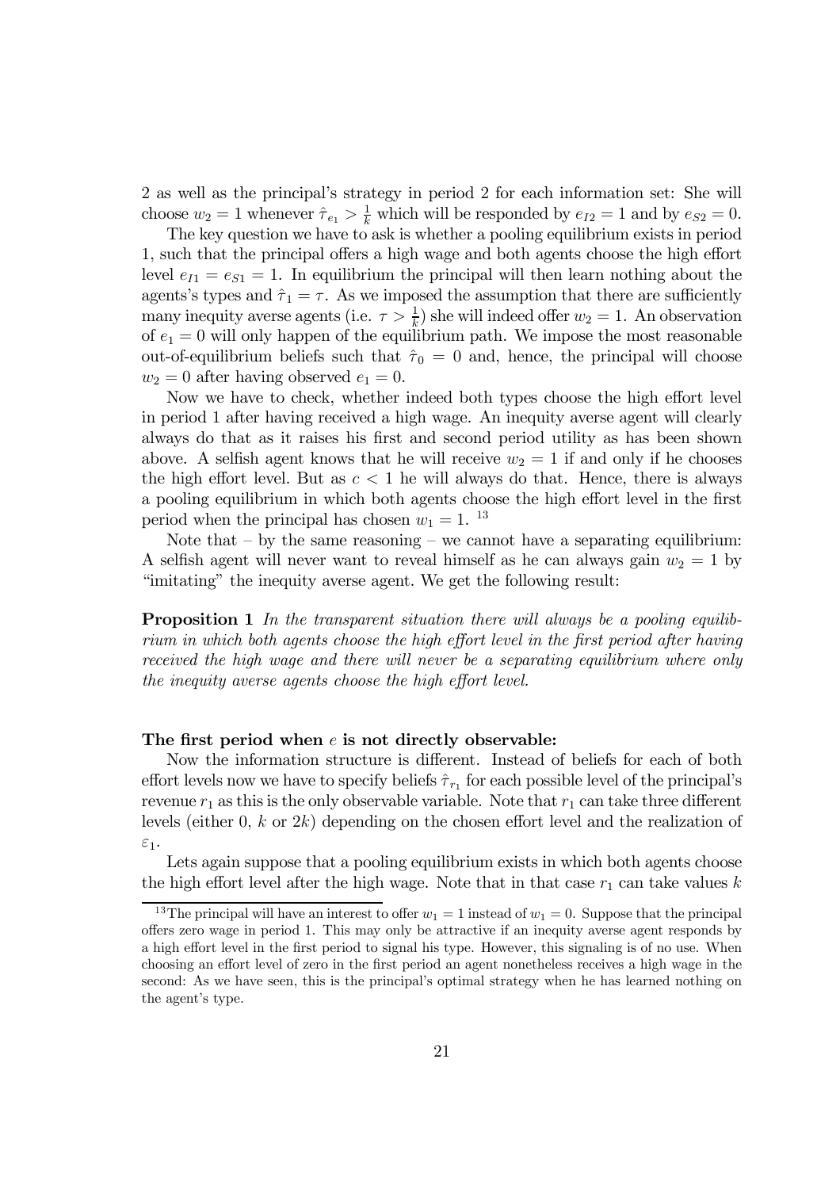2 as well as the principal's strategy in period 2 for each information set: She will choose $w_2 = 1$ whenever $\hat{\tau}_{e_1} > \frac{1}{k}$ which will be responded by $e_{I2} = 1$ and by $e_{S2} = 0$.

The key question we have to ask is whether a pooling equilibrium exists in period 1, such that the principal offers a high wage and both agents choose the high effort level $e_{I1} = e_{S1} = 1$. In equilibrium the principal will then learn nothing about the agents's types and $\hat{\tau}_1 = \tau$. As we imposed the assumption that there are sufficiently many inequity averse agents (i.e. $\tau > \frac{1}{k}$) she will indeed offer $w_2 = 1$. An observation of $e_1 = 0$ will only happen of the equilibrium path. We impose the most reasonable out-of-equilibrium beliefs such that $\hat{\tau}_0 = 0$ and, hence, the principal will choose $w_2 = 0$ after having observed $e_1 = 0$.

Now we have to check, whether indeed both types choose the high effort level in period 1 after having received a high wage. An inequity averse agent will clearly always do that as it raises his first and second period utility as has been shown above. A selfish agent knows that he will receive $w_2 = 1$ if and only if he chooses the high effort level. But as $c < 1$ he will always do that. Hence, there is always a pooling equilibrium in which both agents choose the high effort level in the first period when the principal has chosen $w_1 = 1$. [13]

Note that – by the same reasoning – we cannot have a separating equilibrium: A selfish agent will never want to reveal himself as he can always gain $w_2 = 1$ by "imitating" the inequity averse agent. We get the following result:

**Proposition 1** *In the transparent situation there will always be a pooling equilibrium in which both agents choose the high effort level in the first period after having received the high wage and there will never be a separating equilibrium where only the inequity averse agents choose the high effort level.*

**The first period when $e$ is not directly observable:**

Now the information structure is different. Instead of beliefs for each of both effort levels now we have to specify beliefs $\hat{\tau}_{r_1}$ for each possible level of the principal's revenue $r_1$ as this is the only observable variable. Note that $r_1$ can take three different levels (either 0, $k$ or $2k$) depending on the chosen effort level and the realization of $\varepsilon_1$.

Lets again suppose that a pooling equilibrium exists in which both agents choose the high effort level after the high wage. Note that in that case $r_1$ can take values $k$

[13] The principal will have an interest to offer $w_1 = 1$ instead of $w_1 = 0$. Suppose that the principal offers zero wage in period 1. This may only be attractive if an inequity averse agent responds by a high effort level in the first period to signal his type. However, this signaling is of no use. When choosing an effort level of zero in the first period an agent nonetheless receives a high wage in the second: As we have seen, this is the principal's optimal strategy when he has learned nothing on the agent's type.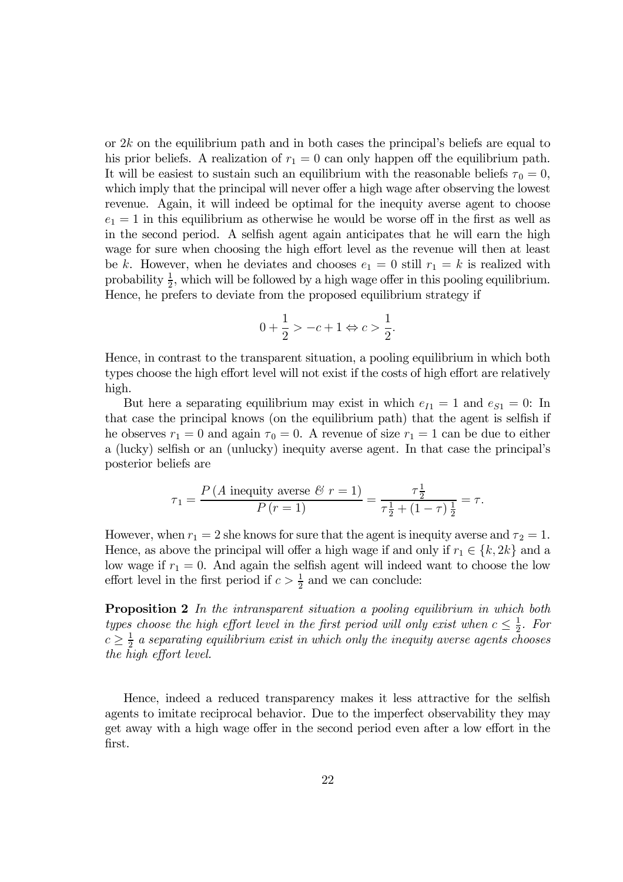or $2k$ on the equilibrium path and in both cases the principal's beliefs are equal to his prior beliefs. A realization of $r_1 = 0$ can only happen off the equilibrium path. It will be easiest to sustain such an equilibrium with the reasonable beliefs $\tau_0 = 0$, which imply that the principal will never offer a high wage after observing the lowest revenue. Again, it will indeed be optimal for the inequity averse agent to choose $e_1 = 1$ in this equilibrium as otherwise he would be worse off in the first as well as in the second period. A selfish agent again anticipates that he will earn the high wage for sure when choosing the high effort level as the revenue will then at least be $k$. However, when he deviates and chooses $e_1 = 0$ still $r_1 = k$ is realized with probability $\frac{1}{2}$, which will be followed by a high wage offer in this pooling equilibrium. Hence, he prefers to deviate from the proposed equilibrium strategy if

$$0 + \frac{1}{2} > -c + 1 \Leftrightarrow c > \frac{1}{2}.$$

Hence, in contrast to the transparent situation, a pooling equilibrium in which both types choose the high effort level will not exist if the costs of high effort are relatively high.

But here a separating equilibrium may exist in which $e_{I1} = 1$ and $e_{S1} = 0$: In that case the principal knows (on the equilibrium path) that the agent is selfish if he observes $r_1 = 0$ and again $\tau_0 = 0$. A revenue of size $r_1 = 1$ can be due to either a (lucky) selfish or an (unlucky) inequity averse agent. In that case the principal's posterior beliefs are

$$\tau_1 = \frac{P\left(A \text{ inequity averse } \& \ r = 1\right)}{P\left(r = 1\right)} = \frac{\tau\frac{1}{2}}{\tau\frac{1}{2} + \left(1 - \tau\right)\frac{1}{2}} = \tau.$$

However, when $r_1 = 2$ she knows for sure that the agent is inequity averse and $\tau_2 = 1$. Hence, as above the principal will offer a high wage if and only if $r_1 \in \{k, 2k\}$ and a low wage if $r_1 = 0$. And again the selfish agent will indeed want to choose the low effort level in the first period if $c > \frac{1}{2}$ and we can conclude:

**Proposition 2** *In the intransparent situation a pooling equilibrium in which both types choose the high effort level in the first period will only exist when $c \leq \frac{1}{2}$. For $c \geq \frac{1}{2}$ a separating equilibrium exist in which only the inequity averse agents chooses the high effort level.*

Hence, indeed a reduced transparency makes it less attractive for the selfish agents to imitate reciprocal behavior. Due to the imperfect observability they may get away with a high wage offer in the second period even after a low effort in the first.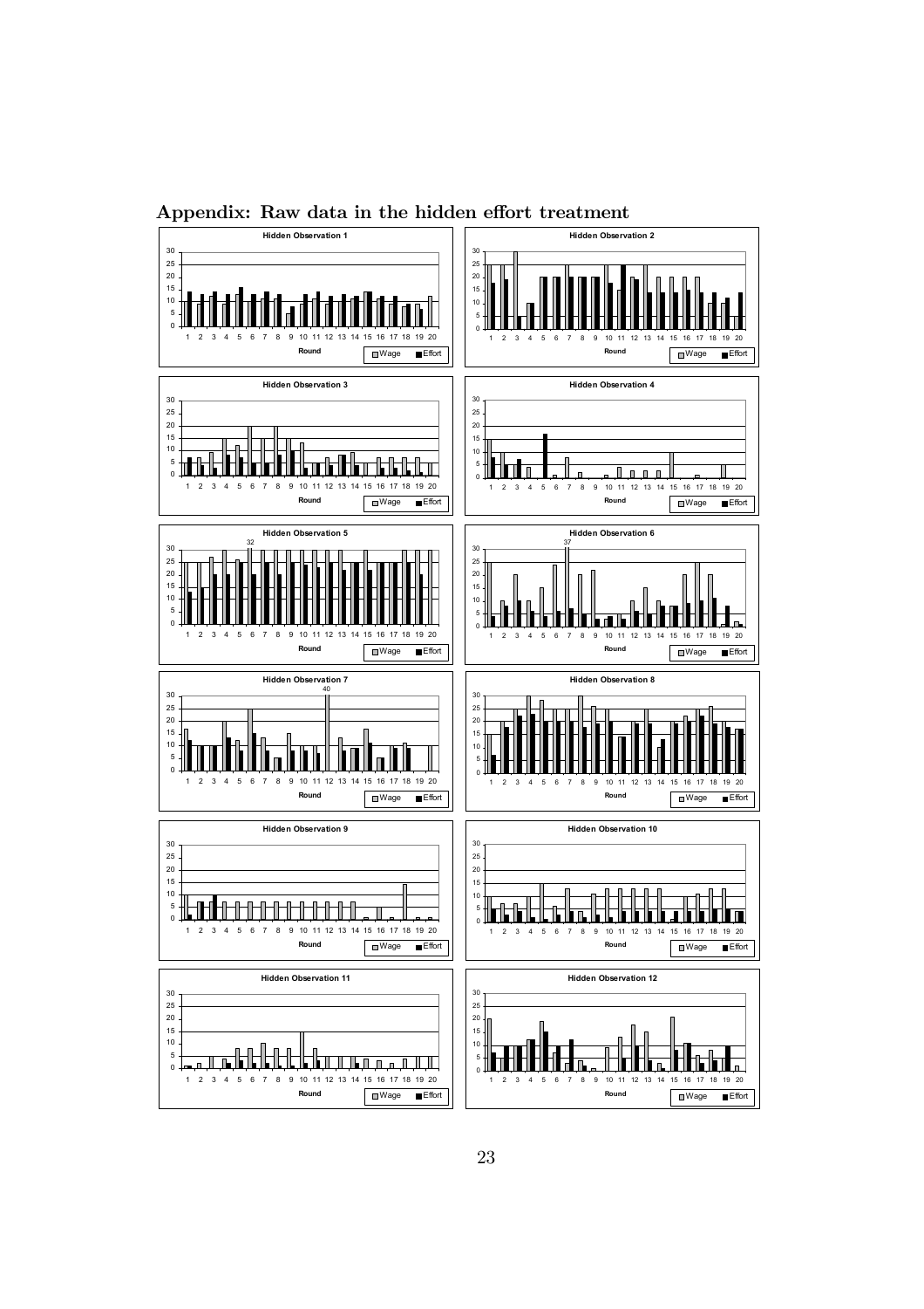## Appendix: Raw data in the hidden effort treatment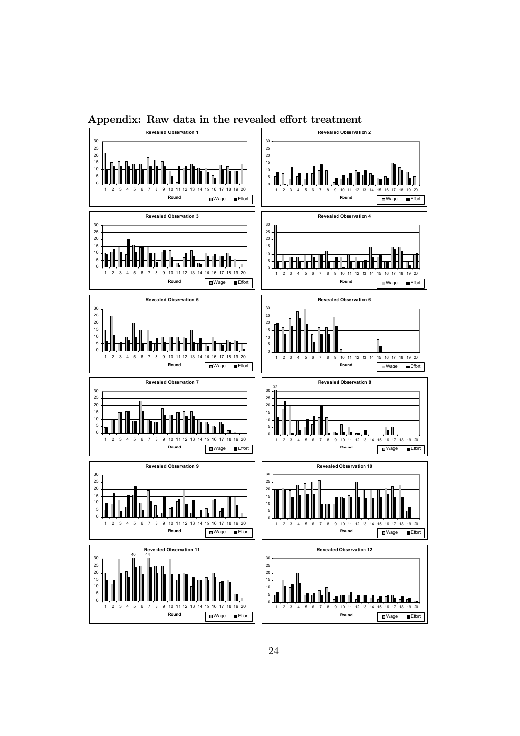## Appendix: Raw data in the revealed effort treatment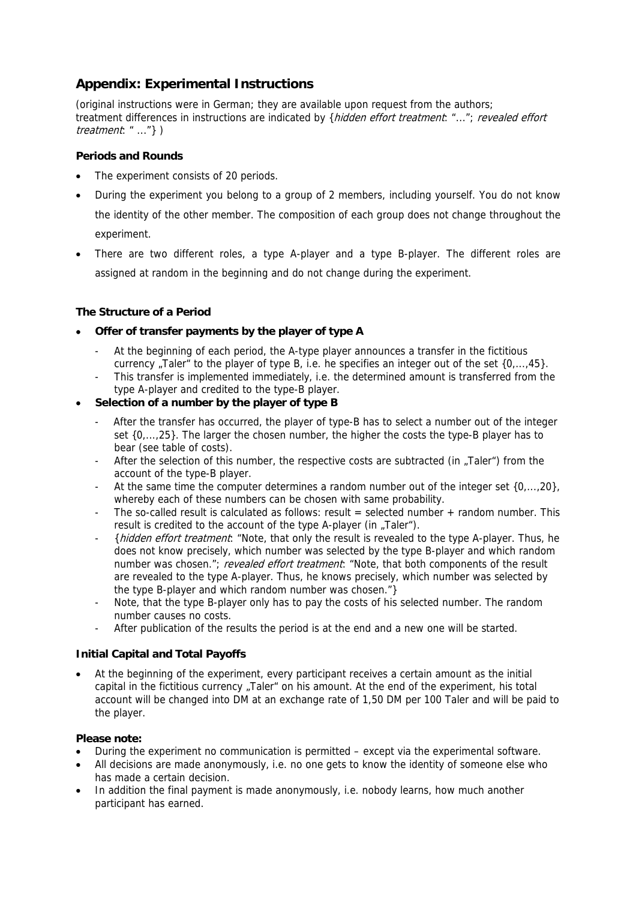## Appendix: Experimental Instructions

(original instructions were in German; they are available upon request from the authors; treatment differences in instructions are indicated by {*hidden effort treatment*: "..."; *revealed effort treatment*: " ..."} )

### Periods and Rounds

- The experiment consists of 20 periods.
- During the experiment you belong to a group of 2 members, including yourself. You do not know the identity of the other member. The composition of each group does not change throughout the experiment.
- There are two different roles, a type A-player and a type B-player. The different roles are assigned at random in the beginning and do not change during the experiment.

### The Structure of a Period

- **Offer of transfer payments by the player of type A**
  - At the beginning of each period, the A-type player announces a transfer in the fictitious currency „Taler" to the player of type B, i.e. he specifies an integer out of the set {0,...,45}.
  - This transfer is implemented immediately, i.e. the determined amount is transferred from the type A-player and credited to the type-B player.
- **Selection of a number by the player of type B**
  - After the transfer has occurred, the player of type-B has to select a number out of the integer set {0,...,25}. The larger the chosen number, the higher the costs the type-B player has to bear (see table of costs).
  - After the selection of this number, the respective costs are subtracted (in „Taler") from the account of the type-B player.
  - At the same time the computer determines a random number out of the integer set {0,...,20}, whereby each of these numbers can be chosen with same probability.
  - The so-called result is calculated as follows: result = selected number + random number. This result is credited to the account of the type A-player (in „Taler").
  - {*hidden effort treatment*: "Note, that only the result is revealed to the type A-player. Thus, he does not know precisely, which number was selected by the type B-player and which random number was chosen."; *revealed effort treatment*: "Note, that both components of the result are revealed to the type A-player. Thus, he knows precisely, which number was selected by the type B-player and which random number was chosen."}
  - Note, that the type B-player only has to pay the costs of his selected number. The random number causes no costs.
  - After publication of the results the period is at the end and a new one will be started.

### Initial Capital and Total Payoffs

- At the beginning of the experiment, every participant receives a certain amount as the initial capital in the fictitious currency „Taler" on his amount. At the end of the experiment, his total account will be changed into DM at an exchange rate of 1,50 DM per 100 Taler and will be paid to the player.

### Please note:

- During the experiment no communication is permitted – except via the experimental software.
- All decisions are made anonymously, i.e. no one gets to know the identity of someone else who has made a certain decision.
- In addition the final payment is made anonymously, i.e. nobody learns, how much another participant has earned.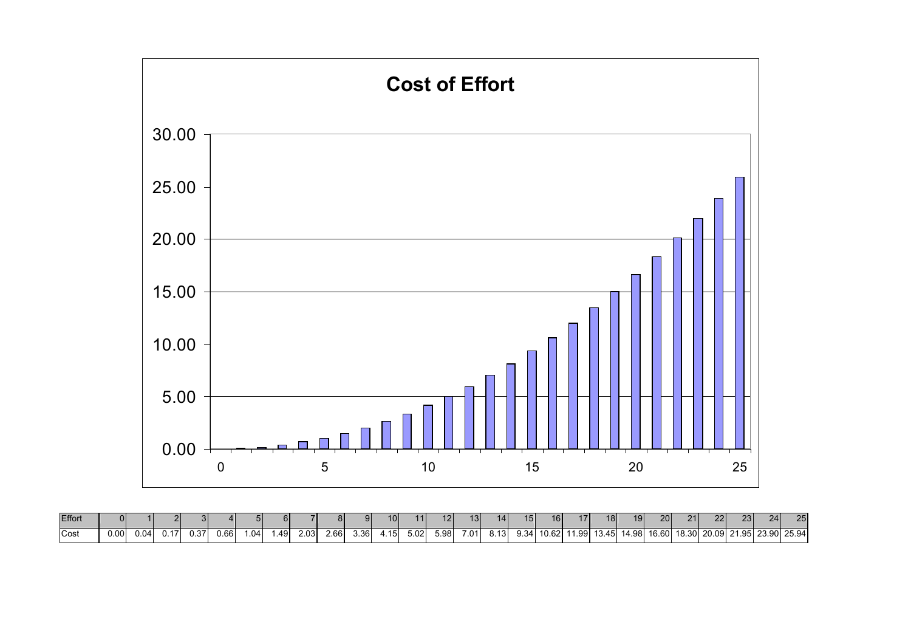# Cost of Effort

| Effort | 0 | 1 | 2 | 3 | 4 | 5 | 6 | 7 | 8 | 9 | 10 | 11 | 12 | 13 | 14 | 15 | 16 | 17 | 18 | 19 | 20 | 21 | 22 | 23 | 24 | 25 |
|---|---|---|---|---|---|---|---|---|---|---|---|---|---|---|---|---|---|---|---|---|---|---|---|---|---|---|
| Cost | 0.00 | 0.04 | 0.17 | 0.37 | 0.66 | 1.04 | 1.49 | 2.03 | 2.66 | 3.36 | 4.15 | 5.02 | 5.98 | 7.01 | 8.13 | 9.34 | 10.62 | 11.99 | 13.45 | 14.98 | 16.60 | 18.30 | 20.09 | 21.95 | 23.90 | 25.94 |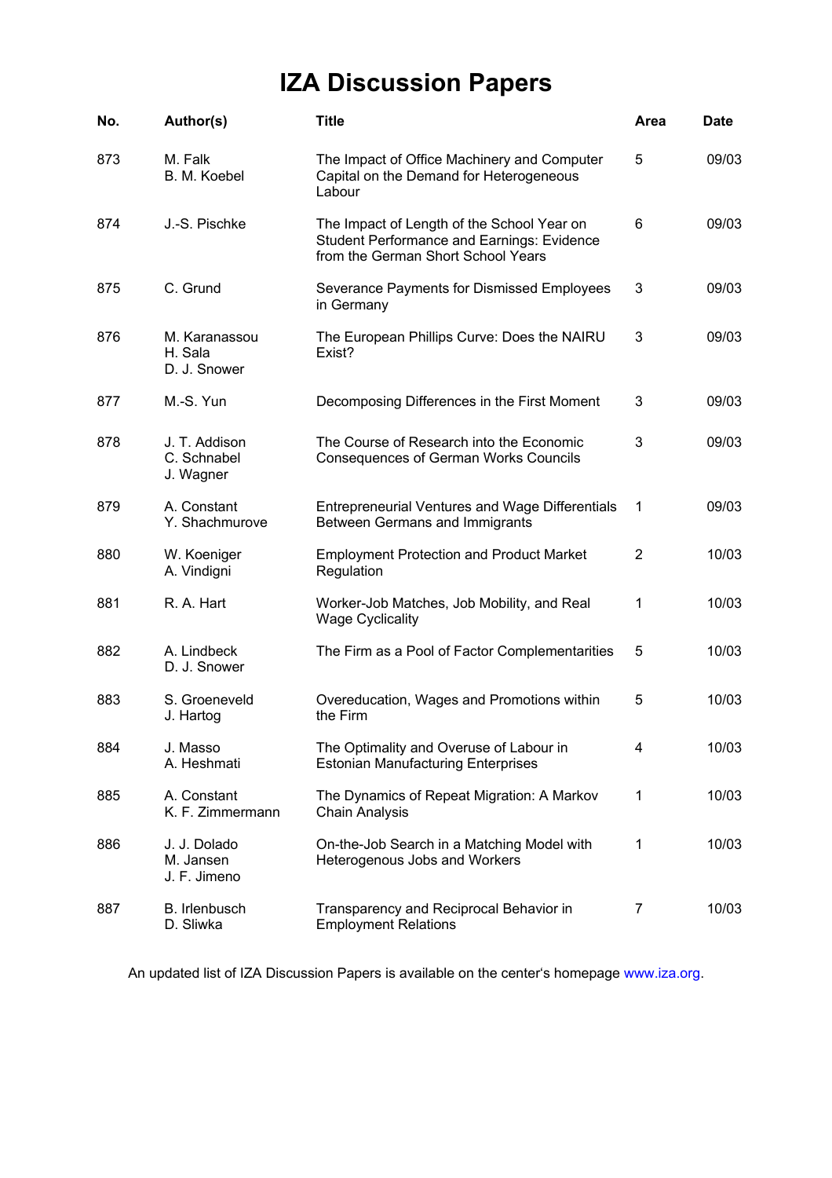# IZA Discussion Papers

| No. | Author(s) | Title | Area | Date |
|---|---|---|---|---|
| 873 | M. Falk<br>B. M. Koebel | The Impact of Office Machinery and Computer Capital on the Demand for Heterogeneous Labour | 5 | 09/03 |
| 874 | J.-S. Pischke | The Impact of Length of the School Year on Student Performance and Earnings: Evidence from the German Short School Years | 6 | 09/03 |
| 875 | C. Grund | Severance Payments for Dismissed Employees in Germany | 3 | 09/03 |
| 876 | M. Karanassou<br>H. Sala<br>D. J. Snower | The European Phillips Curve: Does the NAIRU Exist? | 3 | 09/03 |
| 877 | M.-S. Yun | Decomposing Differences in the First Moment | 3 | 09/03 |
| 878 | J. T. Addison<br>C. Schnabel<br>J. Wagner | The Course of Research into the Economic Consequences of German Works Councils | 3 | 09/03 |
| 879 | A. Constant<br>Y. Shachmurove | Entrepreneurial Ventures and Wage Differentials Between Germans and Immigrants | 1 | 09/03 |
| 880 | W. Koeniger<br>A. Vindigni | Employment Protection and Product Market Regulation | 2 | 10/03 |
| 881 | R. A. Hart | Worker-Job Matches, Job Mobility, and Real Wage Cyclicality | 1 | 10/03 |
| 882 | A. Lindbeck<br>D. J. Snower | The Firm as a Pool of Factor Complementarities | 5 | 10/03 |
| 883 | S. Groeneveld<br>J. Hartog | Overeducation, Wages and Promotions within the Firm | 5 | 10/03 |
| 884 | J. Masso<br>A. Heshmati | The Optimality and Overuse of Labour in Estonian Manufacturing Enterprises | 4 | 10/03 |
| 885 | A. Constant<br>K. F. Zimmermann | The Dynamics of Repeat Migration: A Markov Chain Analysis | 1 | 10/03 |
| 886 | J. J. Dolado<br>M. Jansen<br>J. F. Jimeno | On-the-Job Search in a Matching Model with Heterogenous Jobs and Workers | 1 | 10/03 |
| 887 | B. Irlenbusch<br>D. Sliwka | Transparency and Reciprocal Behavior in Employment Relations | 7 | 10/03 |

An updated list of IZA Discussion Papers is available on the center's homepage www.iza.org.